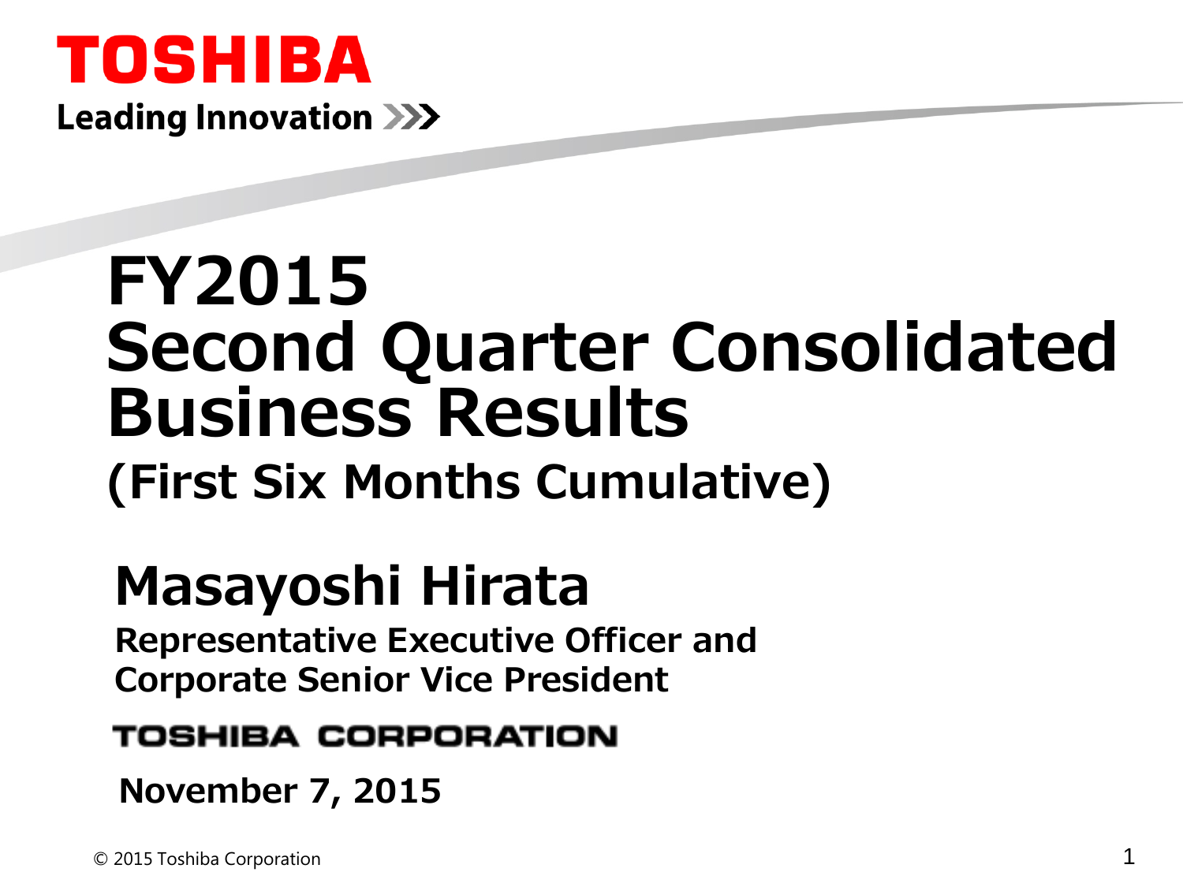TOSHIBA

Leading Innovation >>>

# FY2015 Second Quarter Consolidated Business Results

## (First Six Months Cumulative)

## Masayoshi Hirata

**Representative Executive Officer and Corporate Senior Vice President**

**TOSHIBA CORPORATION**

**November 7, 2015**

© 2015 Toshiba Corporation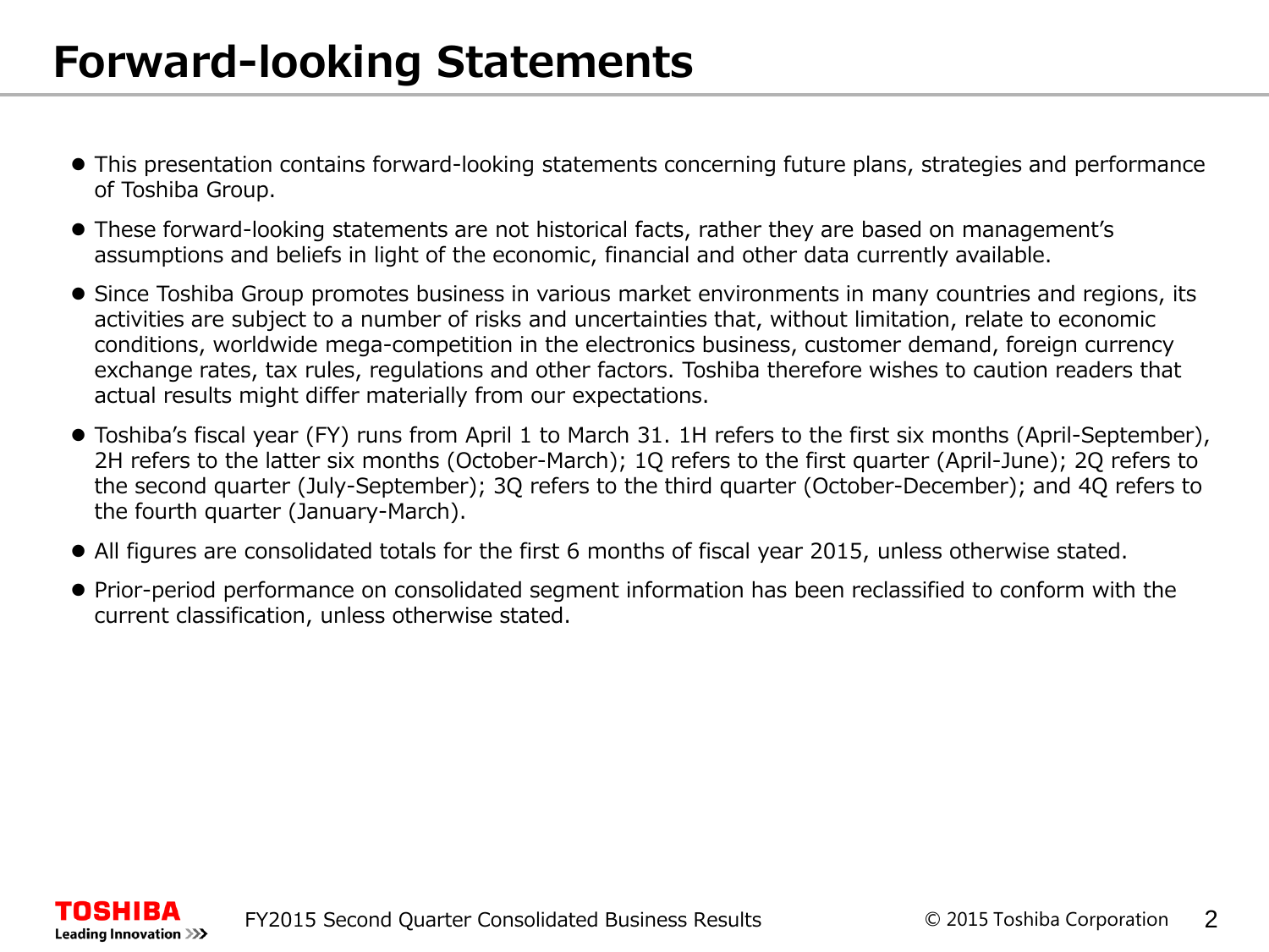# Forward-looking Statements

- This presentation contains forward-looking statements concerning future plans, strategies and performance of Toshiba Group.
- These forward-looking statements are not historical facts, rather they are based on management's assumptions and beliefs in light of the economic, financial and other data currently available.
- Since Toshiba Group promotes business in various market environments in many countries and regions, its activities are subject to a number of risks and uncertainties that, without limitation, relate to economic conditions, worldwide mega-competition in the electronics business, customer demand, foreign currency exchange rates, tax rules, regulations and other factors. Toshiba therefore wishes to caution readers that actual results might differ materially from our expectations.
- Toshiba's fiscal year (FY) runs from April 1 to March 31. 1H refers to the first six months (April-September), 2H refers to the latter six months (October-March); 1Q refers to the first quarter (April-June); 2Q refers to the second quarter (July-September); 3Q refers to the third quarter (October-December); and 4Q refers to the fourth quarter (January-March).
- All figures are consolidated totals for the first 6 months of fiscal year 2015, unless otherwise stated.
- Prior-period performance on consolidated segment information has been reclassified to conform with the current classification, unless otherwise stated.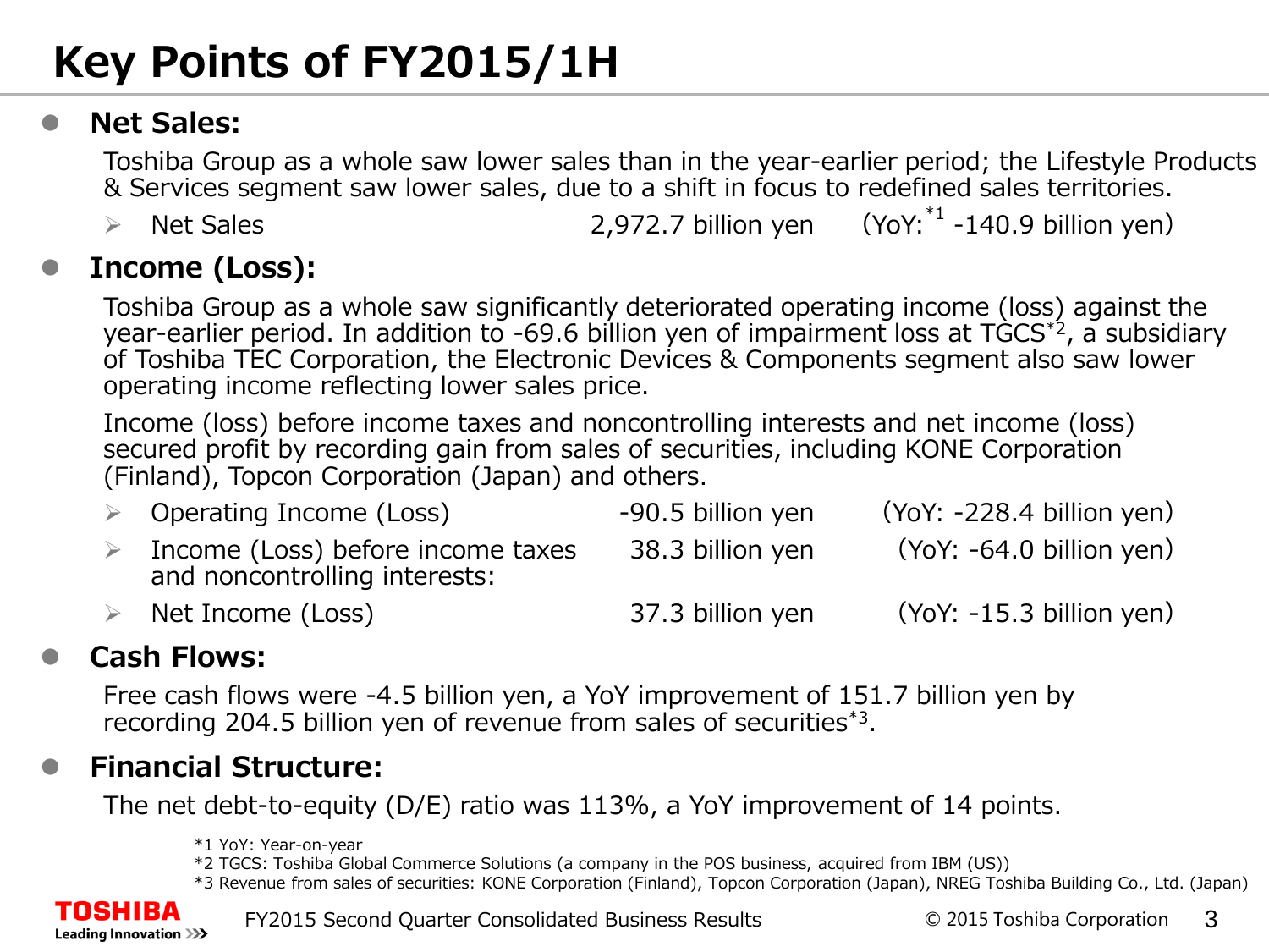# Key Points of FY2015/1H

- **Net Sales:**

  Toshiba Group as a whole saw lower sales than in the year-earlier period; the Lifestyle Products & Services segment saw lower sales, due to a shift in focus to redefined sales territories.

  - Net Sales 2,972.7 billion yen (YoY:[*1] -140.9 billion yen)

- **Income (Loss):**

  Toshiba Group as a whole saw significantly deteriorated operating income (loss) against the year-earlier period. In addition to -69.6 billion yen of impairment loss at TGCS[*2], a subsidiary of Toshiba TEC Corporation, the Electronic Devices & Components segment also saw lower operating income reflecting lower sales price.

  Income (loss) before income taxes and noncontrolling interests and net income (loss) secured profit by recording gain from sales of securities, including KONE Corporation (Finland), Topcon Corporation (Japan) and others.

  - Operating Income (Loss) -90.5 billion yen (YoY: -228.4 billion yen)
  - Income (Loss) before income taxes and noncontrolling interests: 38.3 billion yen (YoY: -64.0 billion yen)
  - Net Income (Loss) 37.3 billion yen (YoY: -15.3 billion yen)

- **Cash Flows:**

  Free cash flows were -4.5 billion yen, a YoY improvement of 151.7 billion yen by recording 204.5 billion yen of revenue from sales of securities[*3].

- **Financial Structure:**

  The net debt-to-equity (D/E) ratio was 113%, a YoY improvement of 14 points.

*1 YoY: Year-on-year
*2 TGCS: Toshiba Global Commerce Solutions (a company in the POS business, acquired from IBM (US))
*3 Revenue from sales of securities: KONE Corporation (Finland), Topcon Corporation (Japan), NREG Toshiba Building Co., Ltd. (Japan)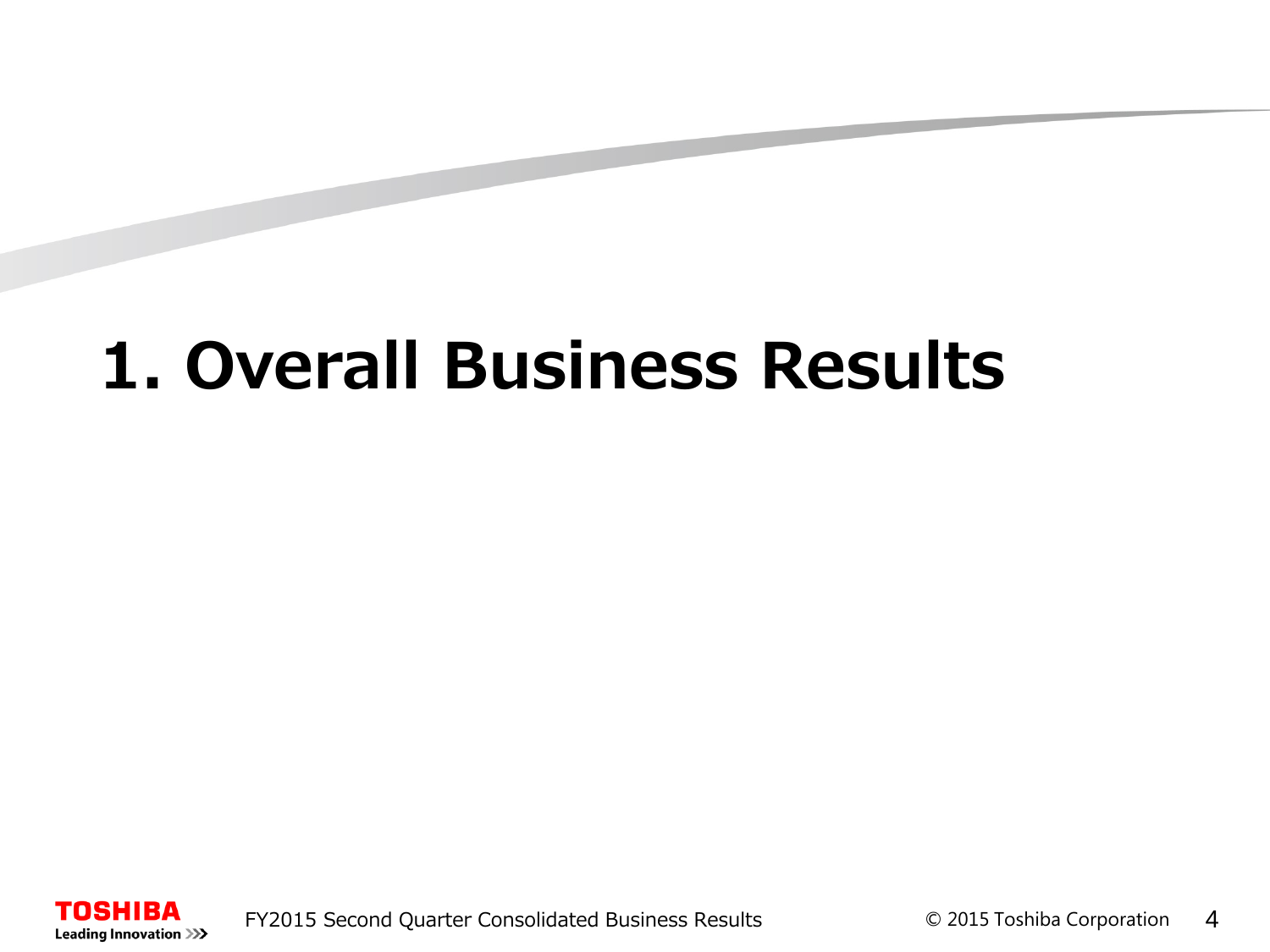# 1. Overall Business Results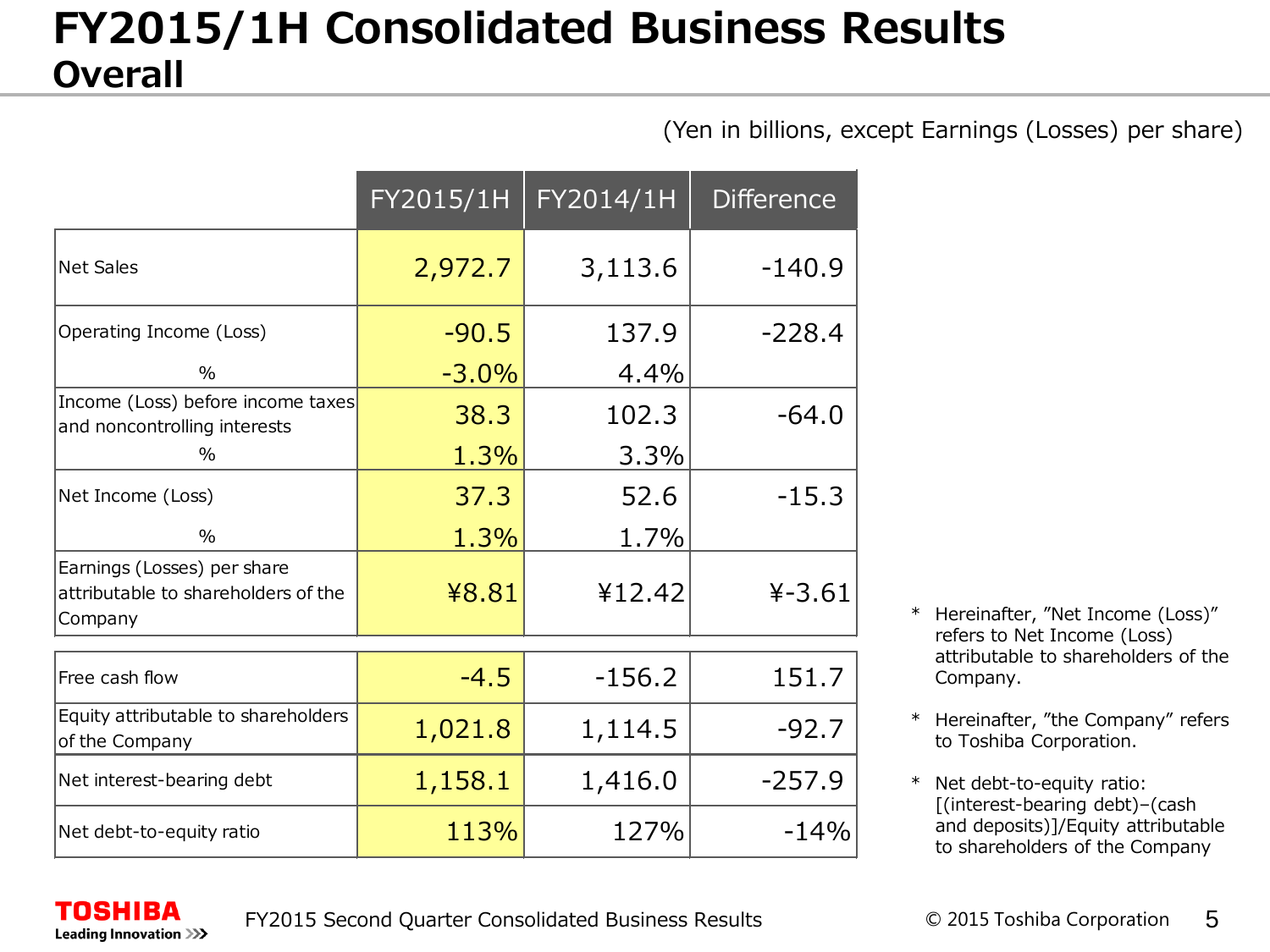# FY2015/1H Consolidated Business Results
## Overall

(Yen in billions, except Earnings (Losses) per share)

| | FY2015/1H | FY2014/1H | Difference |
|---|---|---|---|
| Net Sales | 2,972.7 | 3,113.6 | -140.9 |
| Operating Income (Loss) | -90.5 | 137.9 | -228.4 |
| % | -3.0% | 4.4% | |
| Income (Loss) before income taxes and noncontrolling interests | 38.3 | 102.3 | -64.0 |
| % | 1.3% | 3.3% | |
| Net Income (Loss) | 37.3 | 52.6 | -15.3 |
| % | 1.3% | 1.7% | |
| Earnings (Losses) per share attributable to shareholders of the Company | ¥8.81 | ¥12.42 | ¥-3.61 |
| Free cash flow | -4.5 | -156.2 | 151.7 |
| Equity attributable to shareholders of the Company | 1,021.8 | 1,114.5 | -92.7 |
| Net interest-bearing debt | 1,158.1 | 1,416.0 | -257.9 |
| Net debt-to-equity ratio | 113% | 127% | -14% |

* Hereinafter, "Net Income (Loss)" refers to Net Income (Loss) attributable to shareholders of the Company.

* Hereinafter, "the Company" refers to Toshiba Corporation.

* Net debt-to-equity ratio: [(interest-bearing debt)−(cash and deposits)]/Equity attributable to shareholders of the Company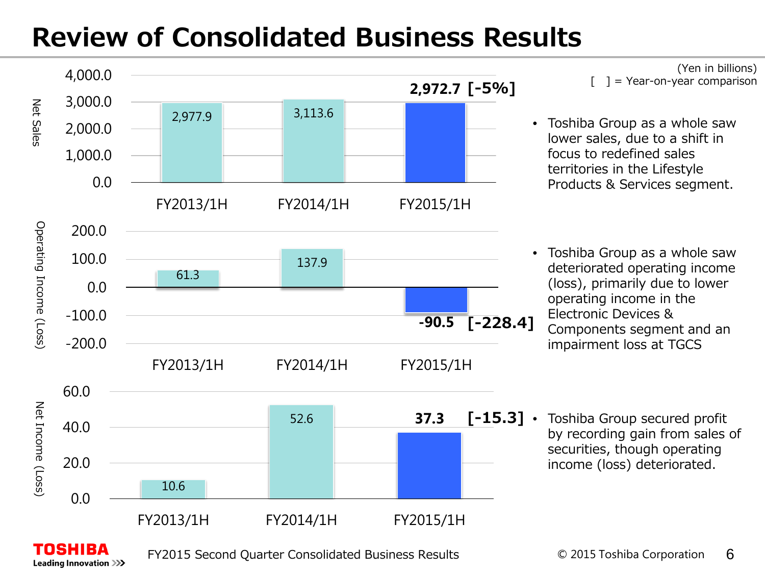# Review of Consolidated Business Results

(Yen in billions)
[ ] = Year-on-year comparison

**Net Sales**

| | FY2013/1H | FY2014/1H | FY2015/1H |
|---|---|---|---|
| Net Sales | 2,977.9 | 3,113.6 | **2,972.7 [-5%]** |

- Toshiba Group as a whole saw lower sales, due to a shift in focus to redefined sales territories in the Lifestyle Products & Services segment.

**Operating Income (Loss)**

| | FY2013/1H | FY2014/1H | FY2015/1H |
|---|---|---|---|
| Operating Income (Loss) | 61.3 | 137.9 | **-90.5 [-228.4]** |

- Toshiba Group as a whole saw deteriorated operating income (loss), primarily due to lower operating income in the Electronic Devices & Components segment and an impairment loss at TGCS

**Net Income (Loss)**

| | FY2013/1H | FY2014/1H | FY2015/1H |
|---|---|---|---|
| Net Income (Loss) | 10.6 | 52.6 | **37.3 [-15.3]** |

- Toshiba Group secured profit by recording gain from sales of securities, though operating income (loss) deteriorated.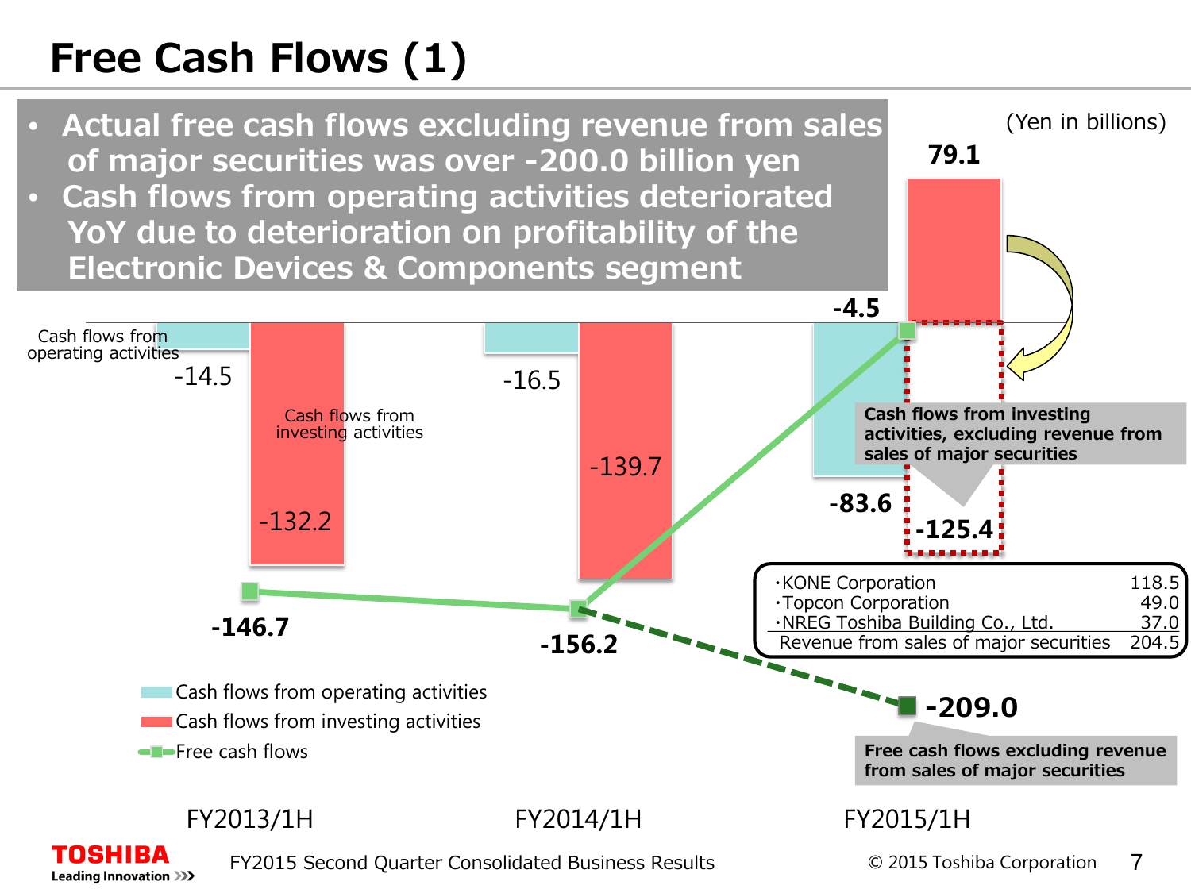# Free Cash Flows (1)

- **Actual free cash flows excluding revenue from sales of major securities was over -200.0 billion yen**
- **Cash flows from operating activities deteriorated YoY due to deterioration on profitability of the Electronic Devices & Components segment**

(Yen in billions)

| | FY2013/1H | FY2014/1H | FY2015/1H |
|---|---|---|---|
| Cash flows from operating activities | -14.5 | -16.5 | -83.6 |
| Cash flows from investing activities | -132.2 | -139.7 | 79.1 |
| Free cash flows | -146.7 | -156.2 | -4.5 |

**Cash flows from investing activities, excluding revenue from sales of major securities** (FY2015/1H): **-125.4**

**Free cash flows excluding revenue from sales of major securities** (FY2015/1H): **-209.0**

| | |
|---|---|
| ・KONE Corporation | 118.5 |
| ・Topcon Corporation | 49.0 |
| ・NREG Toshiba Building Co., Ltd. | 37.0 |
| Revenue from sales of major securities | 204.5 |

FY2015 Second Quarter Consolidated Business Results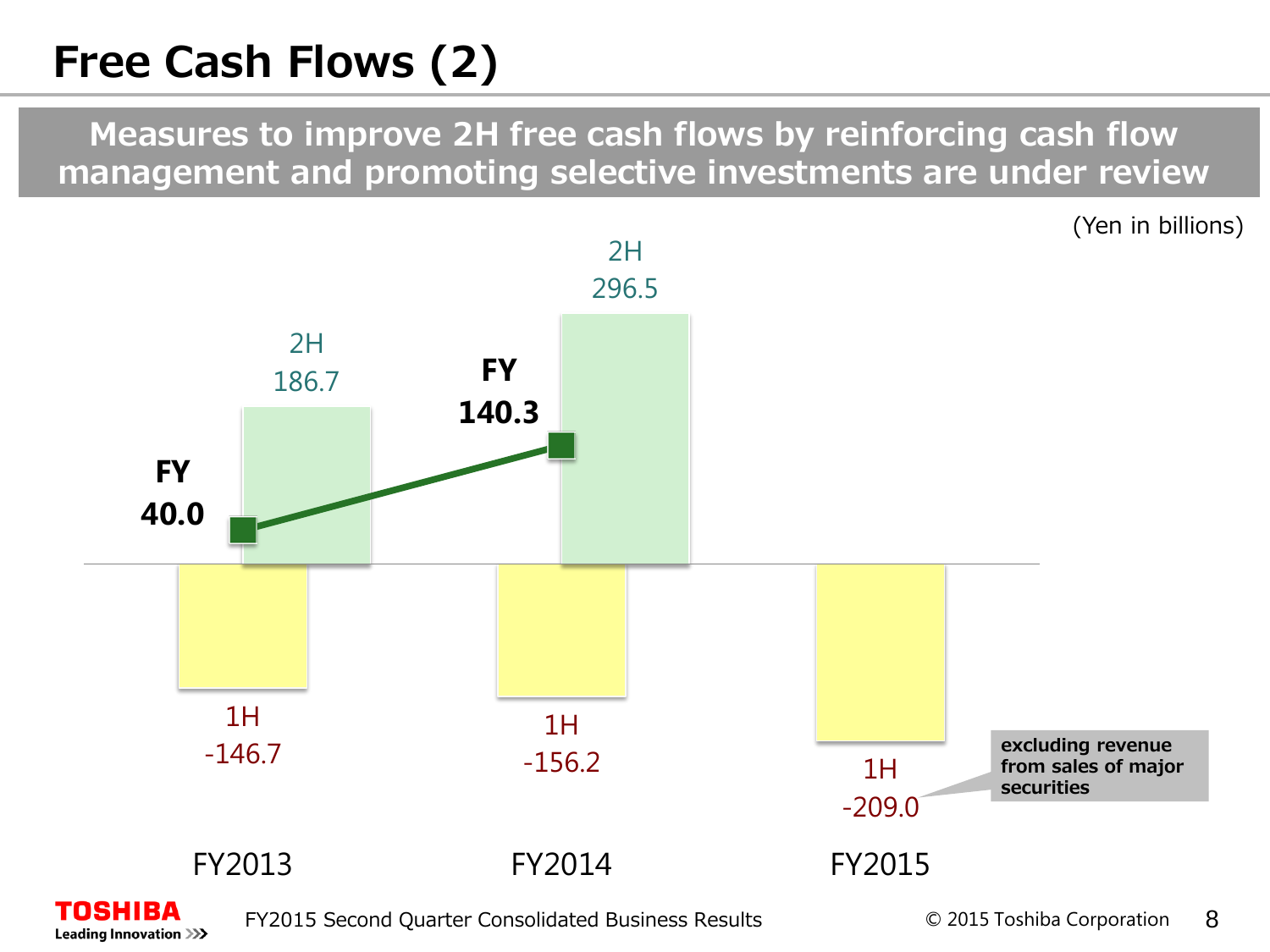# Free Cash Flows (2)

**Measures to improve 2H free cash flows by reinforcing cash flow management and promoting selective investments are under review**

(Yen in billions)

| | 1H | 2H | FY |
|---|---|---|---|
| FY2013 | -146.7 | 186.7 | 40.0 |
| FY2014 | -156.2 | 296.5 | 140.3 |
| FY2015 | -209.0 | | |

FY2015 1H: excluding revenue from sales of major securities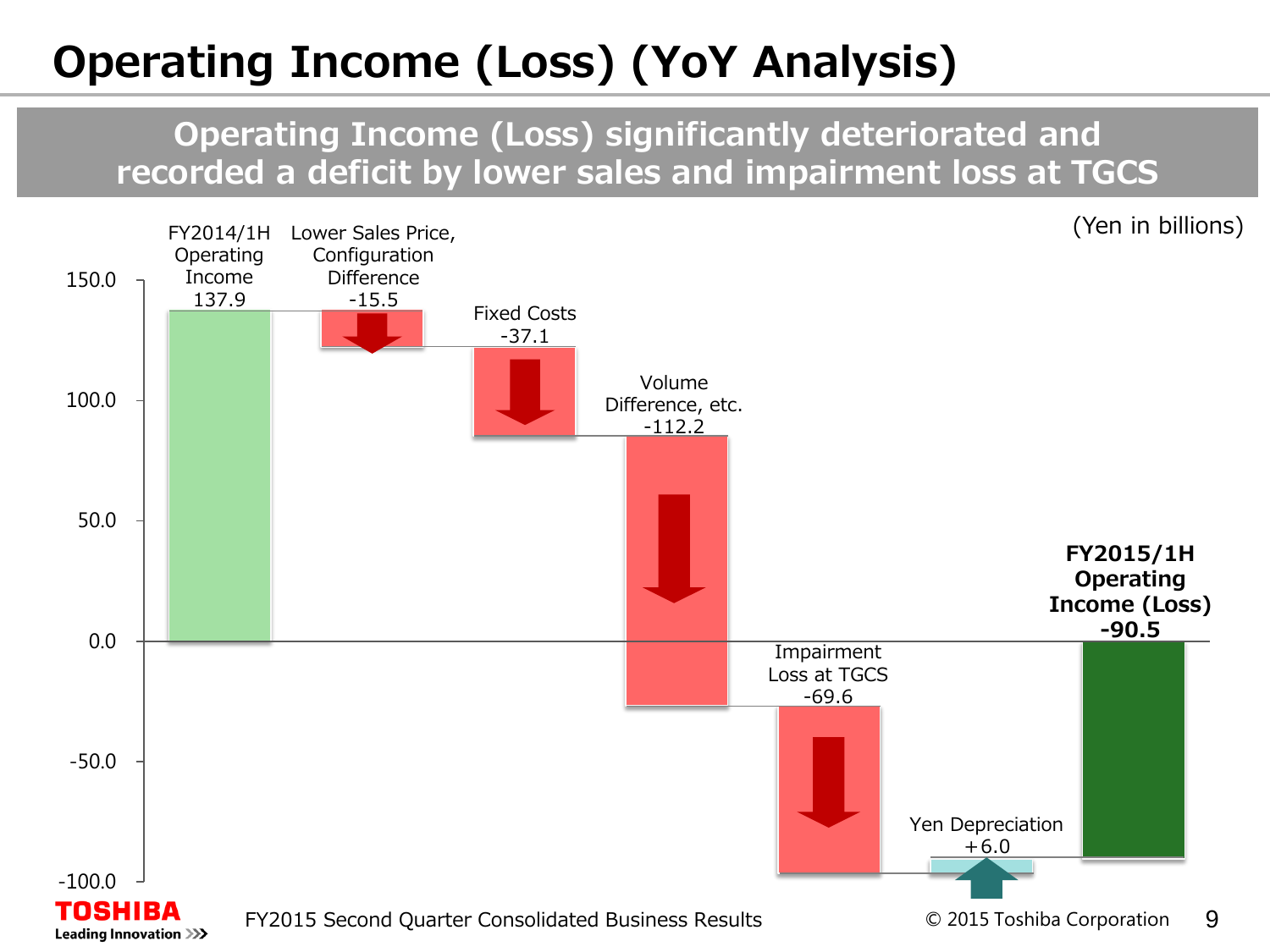# Operating Income (Loss) (YoY Analysis)

**Operating Income (Loss) significantly deteriorated and recorded a deficit by lower sales and impairment loss at TGCS**

(Yen in billions)

| Item | Amount |
|---|---|
| FY2014/1H Operating Income | 137.9 |
| Lower Sales Price, Configuration Difference | -15.5 |
| Fixed Costs | -37.1 |
| Volume Difference, etc. | -112.2 |
| Impairment Loss at TGCS | -69.6 |
| Yen Depreciation | +6.0 |
| **FY2015/1H Operating Income (Loss)** | **-90.5** |

FY2015 Second Quarter Consolidated Business Results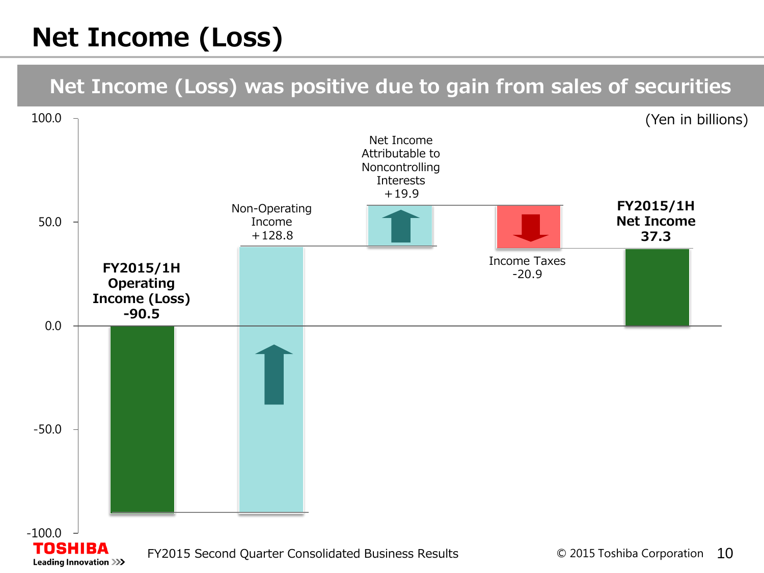# Net Income (Loss)

## Net Income (Loss) was positive due to gain from sales of securities

(Yen in billions)

**FY2015/1H Operating Income (Loss) -90.5**

Non-Operating Income +128.8

Net Income Attributable to Noncontrolling Interests +19.9

Income Taxes -20.9

**FY2015/1H Net Income 37.3**

100.0
50.0
0.0
-50.0
-100.0

FY2015 Second Quarter Consolidated Business Results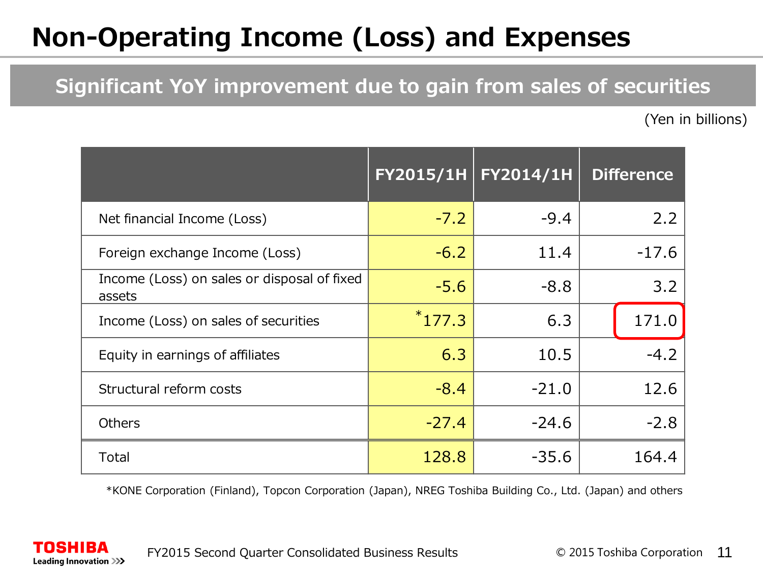# Non-Operating Income (Loss) and Expenses

## Significant YoY improvement due to gain from sales of securities

(Yen in billions)

| | FY2015/1H | FY2014/1H | Difference |
|---|---|---|---|
| Net financial Income (Loss) | -7.2 | -9.4 | 2.2 |
| Foreign exchange Income (Loss) | -6.2 | 11.4 | -17.6 |
| Income (Loss) on sales or disposal of fixed assets | -5.6 | -8.8 | 3.2 |
| Income (Loss) on sales of securities | *177.3 | 6.3 | 171.0 |
| Equity in earnings of affiliates | 6.3 | 10.5 | -4.2 |
| Structural reform costs | -8.4 | -21.0 | 12.6 |
| Others | -27.4 | -24.6 | -2.8 |
| Total | 128.8 | -35.6 | 164.4 |

*KONE Corporation (Finland), Topcon Corporation (Japan), NREG Toshiba Building Co., Ltd. (Japan) and others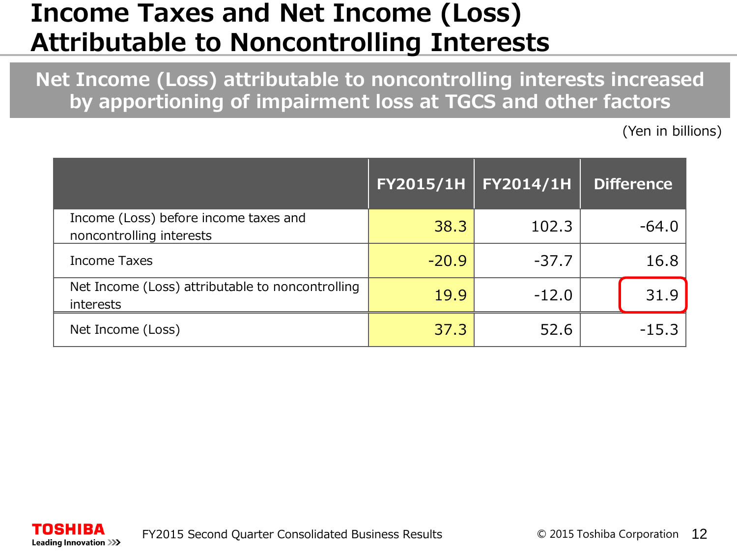# Income Taxes and Net Income (Loss) Attributable to Noncontrolling Interests

## Net Income (Loss) attributable to noncontrolling interests increased by apportioning of impairment loss at TGCS and other factors

(Yen in billions)

| | FY2015/1H | FY2014/1H | Difference |
|---|---|---|---|
| Income (Loss) before income taxes and noncontrolling interests | 38.3 | 102.3 | -64.0 |
| Income Taxes | -20.9 | -37.7 | 16.8 |
| Net Income (Loss) attributable to noncontrolling interests | 19.9 | -12.0 | 31.9 |
| Net Income (Loss) | 37.3 | 52.6 | -15.3 |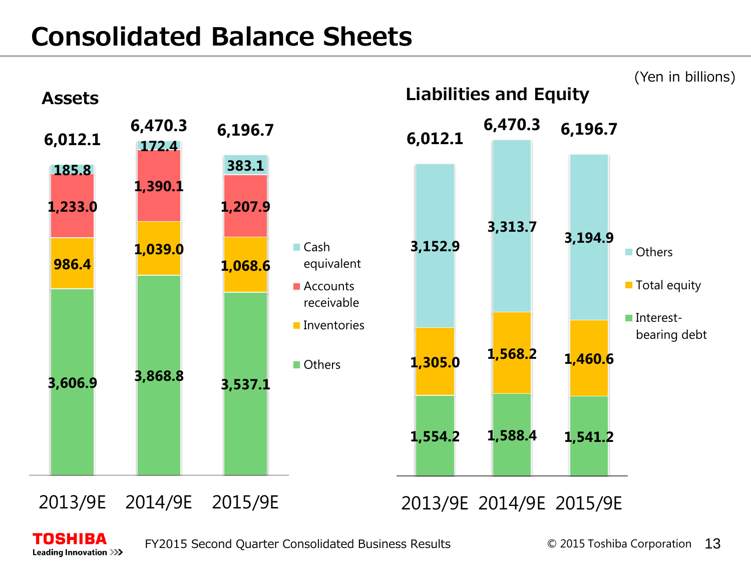# Consolidated Balance Sheets

(Yen in billions)

## Assets

| | 2013/9E | 2014/9E | 2015/9E |
|---|---|---|---|
| Cash equivalent | 185.8 | 172.4 | 383.1 |
| Accounts receivable | 1,233.0 | 1,390.1 | 1,207.9 |
| Inventories | 986.4 | 1,039.0 | 1,068.6 |
| Others | 3,606.9 | 3,868.8 | 3,537.1 |
| Total | 6,012.1 | 6,470.3 | 6,196.7 |

## Liabilities and Equity

| | 2013/9E | 2014/9E | 2015/9E |
|---|---|---|---|
| Others | 3,152.9 | 3,313.7 | 3,194.9 |
| Total equity | 1,305.0 | 1,568.2 | 1,460.6 |
| Interest-bearing debt | 1,554.2 | 1,588.4 | 1,541.2 |
| Total | 6,012.1 | 6,470.3 | 6,196.7 |

TOSHIBA Leading Innovation

FY2015 Second Quarter Consolidated Business Results

© 2015 Toshiba Corporation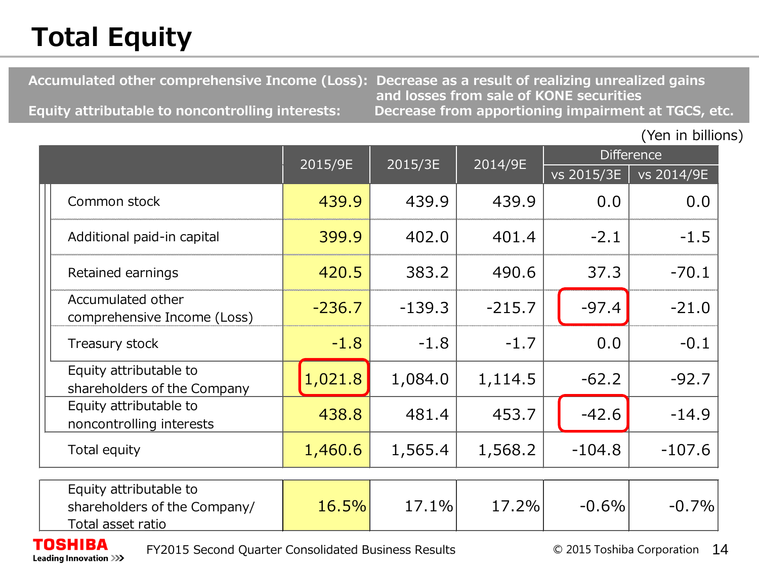# Total Equity

**Accumulated other comprehensive Income (Loss):** Decrease as a result of realizing unrealized gains and losses from sale of KONE securities

**Equity attributable to noncontrolling interests:** Decrease from apportioning impairment at TGCS, etc.

(Yen in billions)

| | 2015/9E | 2015/3E | 2014/9E | Difference | |
|---|---|---|---|---|---|
| | | | | vs 2015/3E | vs 2014/9E |
| Common stock | 439.9 | 439.9 | 439.9 | 0.0 | 0.0 |
| Additional paid-in capital | 399.9 | 402.0 | 401.4 | -2.1 | -1.5 |
| Retained earnings | 420.5 | 383.2 | 490.6 | 37.3 | -70.1 |
| Accumulated other comprehensive Income (Loss) | -236.7 | -139.3 | -215.7 | -97.4 | -21.0 |
| Treasury stock | -1.8 | -1.8 | -1.7 | 0.0 | -0.1 |
| Equity attributable to shareholders of the Company | 1,021.8 | 1,084.0 | 1,114.5 | -62.2 | -92.7 |
| Equity attributable to noncontrolling interests | 438.8 | 481.4 | 453.7 | -42.6 | -14.9 |
| Total equity | 1,460.6 | 1,565.4 | 1,568.2 | -104.8 | -107.6 |
| Equity attributable to shareholders of the Company/ Total asset ratio | 16.5% | 17.1% | 17.2% | -0.6% | -0.7% |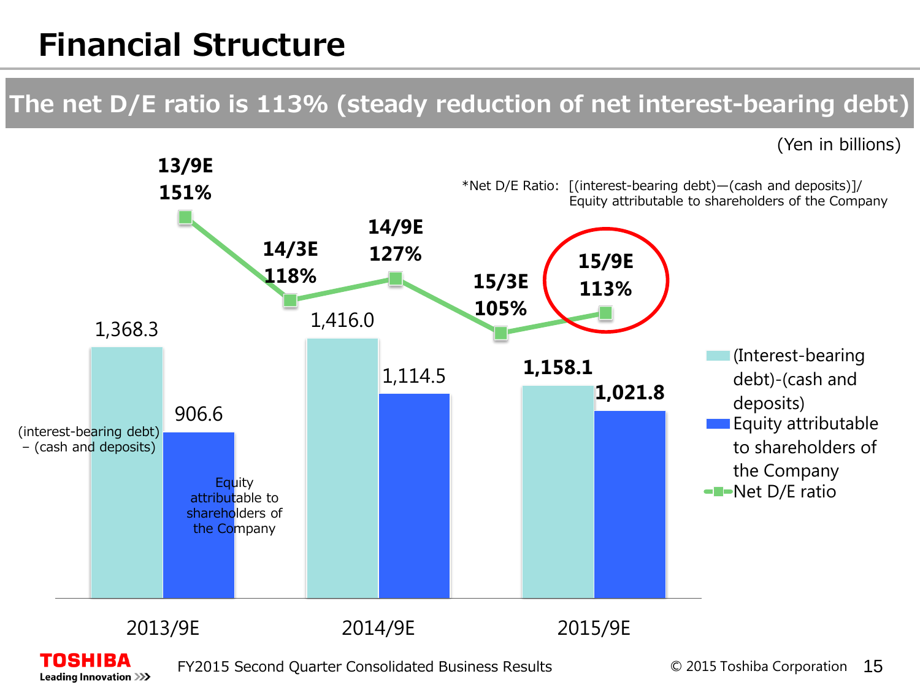# Financial Structure

## The net D/E ratio is 113% (steady reduction of net interest-bearing debt)

(Yen in billions)

*Net D/E Ratio: [(interest-bearing debt)—(cash and deposits)]/ Equity attributable to shareholders of the Company

| | 2013/9E | 2014/9E | 2015/9E |
|---|---|---|---|
| (Interest-bearing debt)-(cash and deposits) | 1,368.3 | 1,416.0 | **1,158.1** |
| Equity attributable to shareholders of the Company | 906.6 | 1,114.5 | **1,021.8** |

| Net D/E ratio | 13/9E | 14/3E | 14/9E | 15/3E | 15/9E |
|---|---|---|---|---|---|
| | **151%** | **118%** | **127%** | **105%** | **113%** |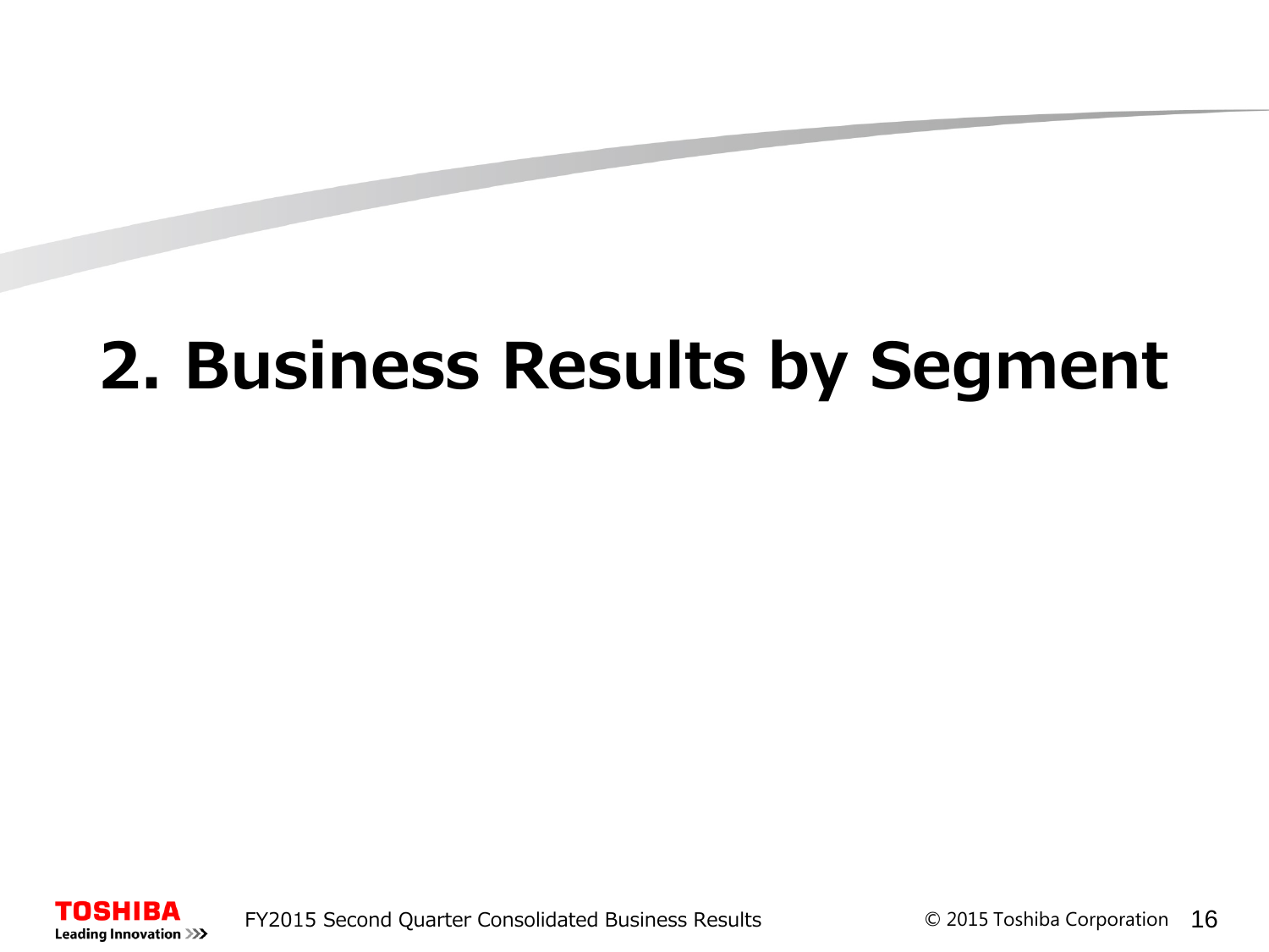# 2. Business Results by Segment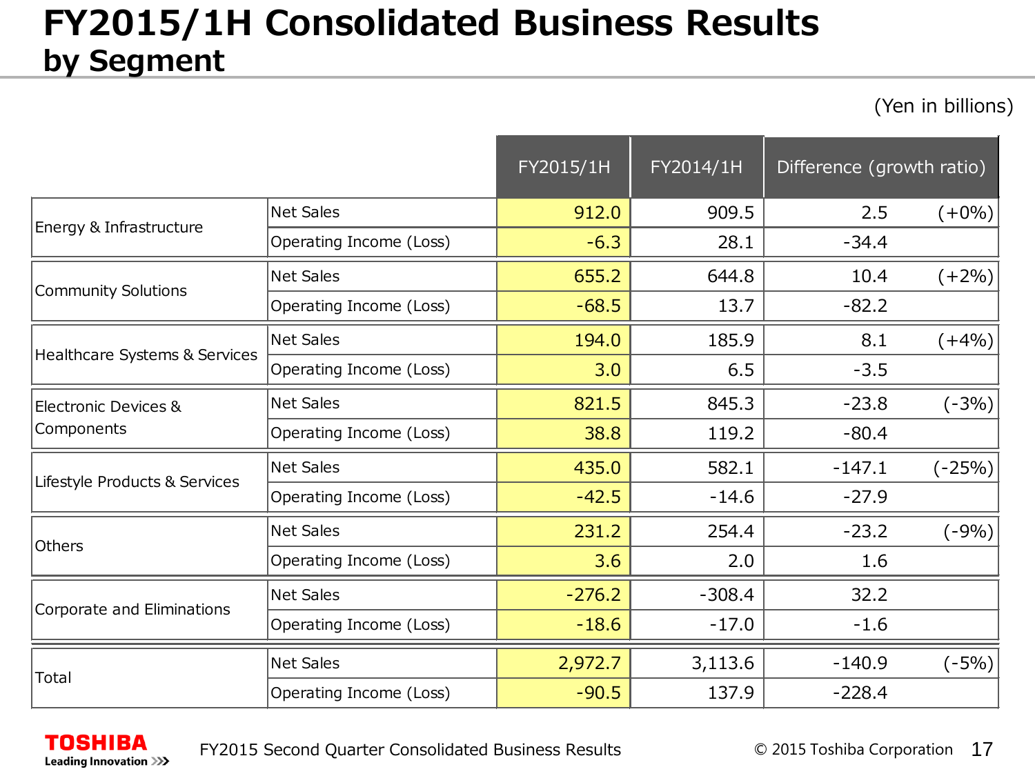# FY2015/1H Consolidated Business Results by Segment

(Yen in billions)

| | | FY2015/1H | FY2014/1H | Difference (growth ratio) | |
|---|---|---|---|---|---|
| Energy & Infrastructure | Net Sales | 912.0 | 909.5 | 2.5 | (+0%) |
| | Operating Income (Loss) | -6.3 | 28.1 | -34.4 | |
| Community Solutions | Net Sales | 655.2 | 644.8 | 10.4 | (+2%) |
| | Operating Income (Loss) | -68.5 | 13.7 | -82.2 | |
| Healthcare Systems & Services | Net Sales | 194.0 | 185.9 | 8.1 | (+4%) |
| | Operating Income (Loss) | 3.0 | 6.5 | -3.5 | |
| Electronic Devices & Components | Net Sales | 821.5 | 845.3 | -23.8 | (-3%) |
| | Operating Income (Loss) | 38.8 | 119.2 | -80.4 | |
| Lifestyle Products & Services | Net Sales | 435.0 | 582.1 | -147.1 | (-25%) |
| | Operating Income (Loss) | -42.5 | -14.6 | -27.9 | |
| Others | Net Sales | 231.2 | 254.4 | -23.2 | (-9%) |
| | Operating Income (Loss) | 3.6 | 2.0 | 1.6 | |
| Corporate and Eliminations | Net Sales | -276.2 | -308.4 | 32.2 | |
| | Operating Income (Loss) | -18.6 | -17.0 | -1.6 | |
| Total | Net Sales | 2,972.7 | 3,113.6 | -140.9 | (-5%) |
| | Operating Income (Loss) | -90.5 | 137.9 | -228.4 | |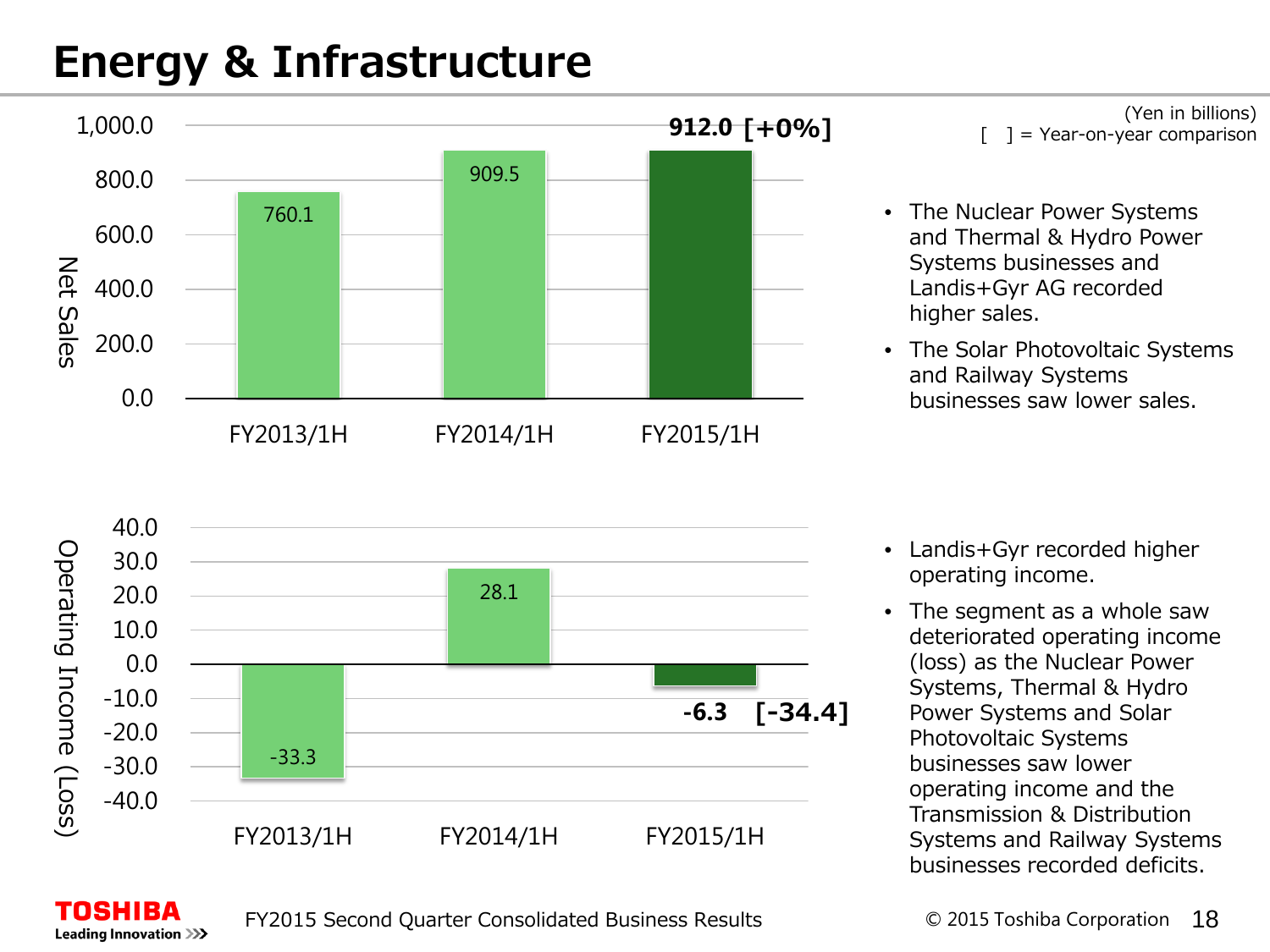# Energy & Infrastructure

(Yen in billions)
[ ] = Year-on-year comparison

| Net Sales | FY2013/1H | FY2014/1H | FY2015/1H |
|---|---|---|---|
| | 760.1 | 909.5 | 912.0 [+0%] |

- The Nuclear Power Systems and Thermal & Hydro Power Systems businesses and Landis+Gyr AG recorded higher sales.
- The Solar Photovoltaic Systems and Railway Systems businesses saw lower sales.

| Operating Income (Loss) | FY2013/1H | FY2014/1H | FY2015/1H |
|---|---|---|---|
| | -33.3 | 28.1 | -6.3 [-34.4] |

- Landis+Gyr recorded higher operating income.
- The segment as a whole saw deteriorated operating income (loss) as the Nuclear Power Systems, Thermal & Hydro Power Systems and Solar Photovoltaic Systems businesses saw lower operating income and the Transmission & Distribution Systems and Railway Systems businesses recorded deficits.

FY2015 Second Quarter Consolidated Business Results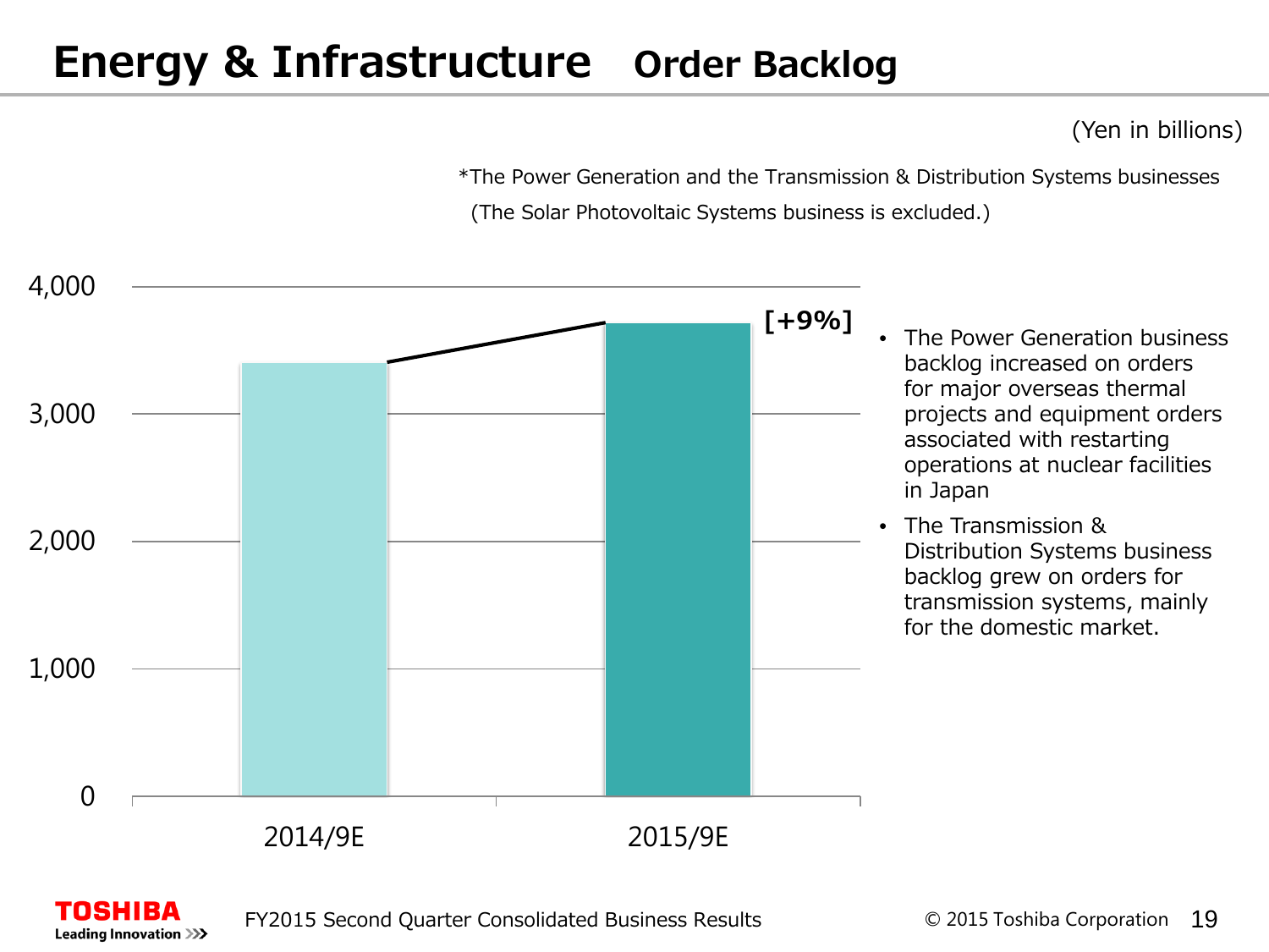# Energy & Infrastructure Order Backlog

(Yen in billions)

*The Power Generation and the Transmission & Distribution Systems businesses (The Solar Photovoltaic Systems business is excluded.)

4,000

3,000

2,000

1,000

0

[+9%]

2014/9E

2015/9E

- The Power Generation business backlog increased on orders for major overseas thermal projects and equipment orders associated with restarting operations at nuclear facilities in Japan
- The Transmission & Distribution Systems business backlog grew on orders for transmission systems, mainly for the domestic market.

FY2015 Second Quarter Consolidated Business Results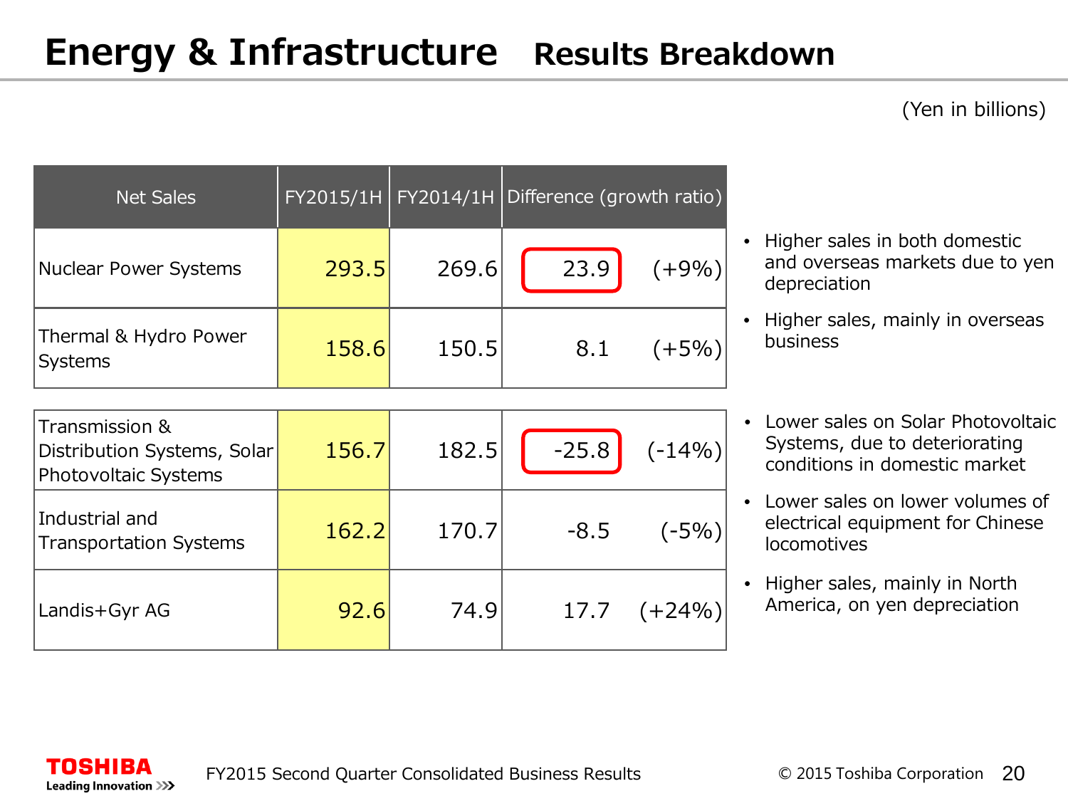# Energy & Infrastructure Results Breakdown

(Yen in billions)

| Net Sales | FY2015/1H | FY2014/1H | Difference | (growth ratio) |
|---|---|---|---|---|
| Nuclear Power Systems | 293.5 | 269.6 | 23.9 | (+9%) |
| Thermal & Hydro Power Systems | 158.6 | 150.5 | 8.1 | (+5%) |
| Transmission & Distribution Systems, Solar Photovoltaic Systems | 156.7 | 182.5 | -25.8 | (-14%) |
| Industrial and Transportation Systems | 162.2 | 170.7 | -8.5 | (-5%) |
| Landis+Gyr AG | 92.6 | 74.9 | 17.7 | (+24%) |

- Higher sales in both domestic and overseas markets due to yen depreciation
- Higher sales, mainly in overseas business
- Lower sales on Solar Photovoltaic Systems, due to deteriorating conditions in domestic market
- Lower sales on lower volumes of electrical equipment for Chinese locomotives
- Higher sales, mainly in North America, on yen depreciation

FY2015 Second Quarter Consolidated Business Results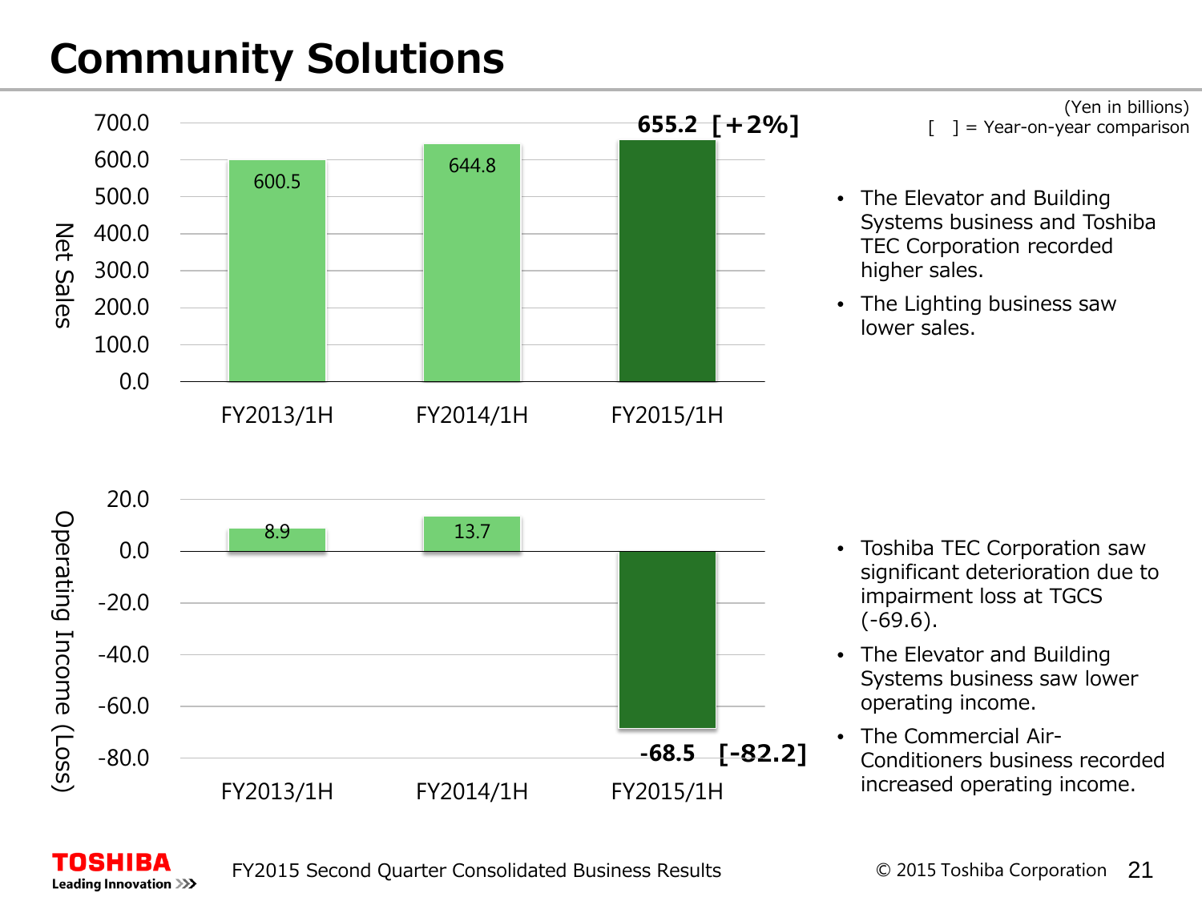# Community Solutions

(Yen in billions)
[ ] = Year-on-year comparison

**Net Sales**

| | FY2013/1H | FY2014/1H | FY2015/1H |
|---|---|---|---|
| Net Sales | 600.5 | 644.8 | **655.2 [+2%]** |

- The Elevator and Building Systems business and Toshiba TEC Corporation recorded higher sales.
- The Lighting business saw lower sales.

**Operating Income (Loss)**

| | FY2013/1H | FY2014/1H | FY2015/1H |
|---|---|---|---|
| Operating Income (Loss) | 8.9 | 13.7 | **-68.5 [-82.2]** |

- Toshiba TEC Corporation saw significant deterioration due to impairment loss at TGCS (-69.6).
- The Elevator and Building Systems business saw lower operating income.
- The Commercial Air-Conditioners business recorded increased operating income.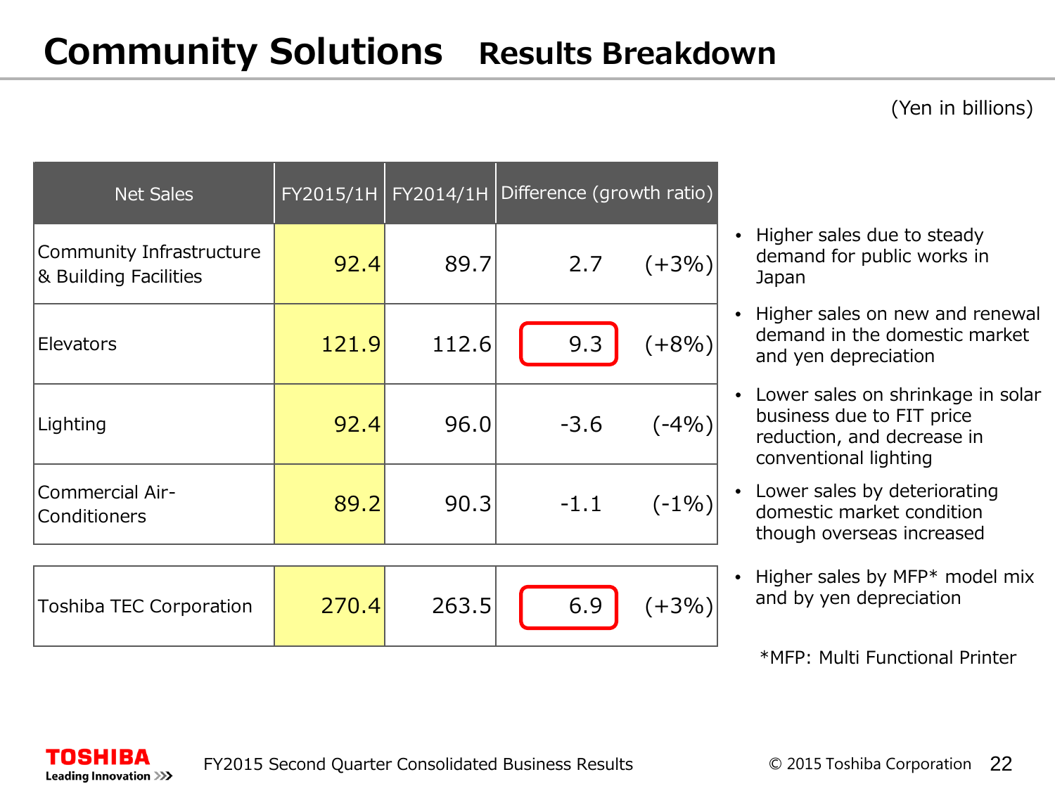# Community Solutions Results Breakdown

(Yen in billions)

| Net Sales | FY2015/1H | FY2014/1H | Difference (growth ratio) | |
|---|---|---|---|---|
| Community Infrastructure & Building Facilities | 92.4 | 89.7 | 2.7 | (+3%) |
| Elevators | 121.9 | 112.6 | 9.3 | (+8%) |
| Lighting | 92.4 | 96.0 | -3.6 | (-4%) |
| Commercial Air-Conditioners | 89.2 | 90.3 | -1.1 | (-1%) |
| Toshiba TEC Corporation | 270.4 | 263.5 | 6.9 | (+3%) |

- Higher sales due to steady demand for public works in Japan
- Higher sales on new and renewal demand in the domestic market and yen depreciation
- Lower sales on shrinkage in solar business due to FIT price reduction, and decrease in conventional lighting
- Lower sales by deteriorating domestic market condition though overseas increased
- Higher sales by MFP* model mix and by yen depreciation

*MFP: Multi Functional Printer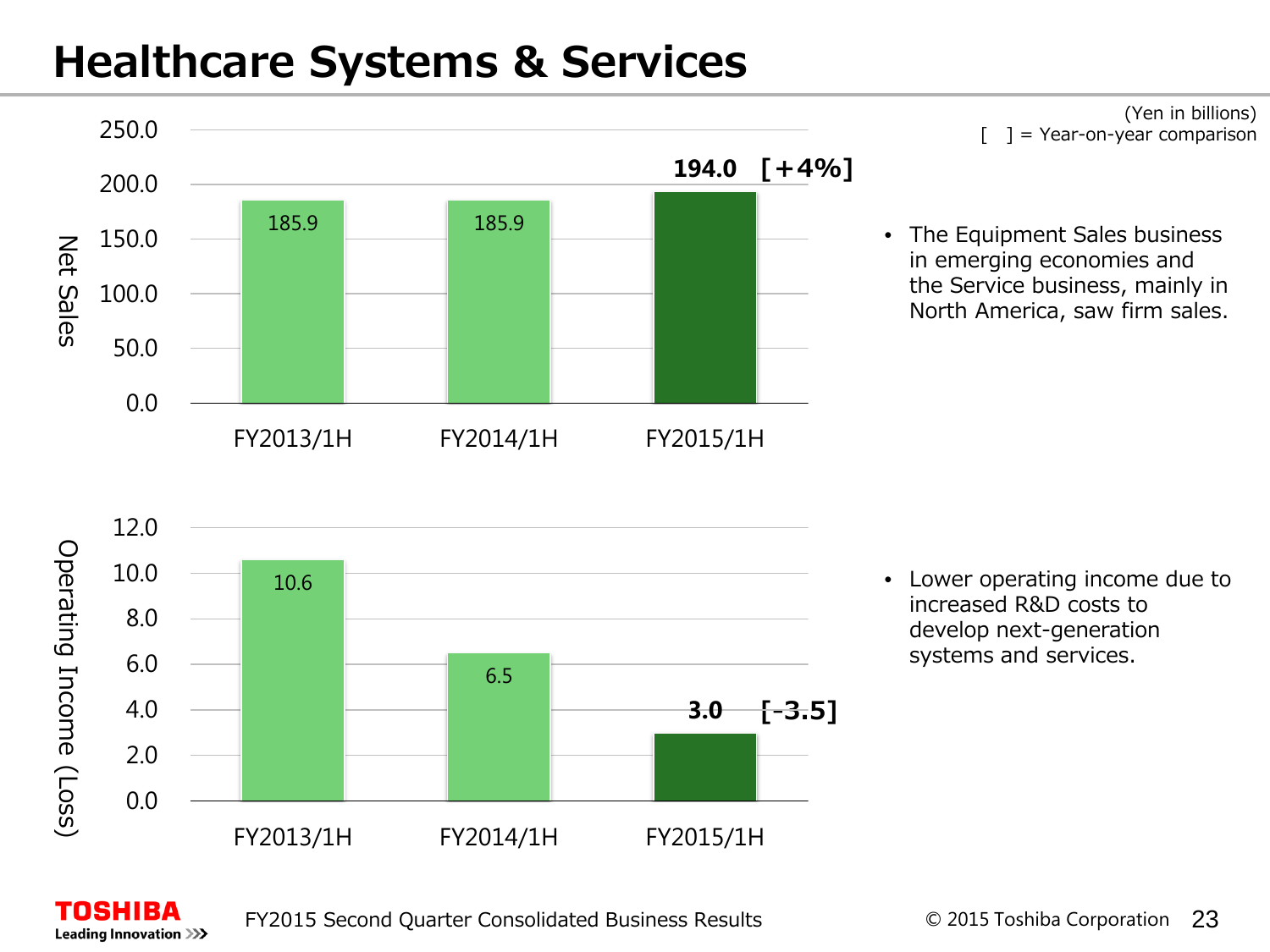# Healthcare Systems & Services

(Yen in billions)
[ ] = Year-on-year comparison

**Net Sales**

| | FY2013/1H | FY2014/1H | FY2015/1H |
|---|---|---|---|
| Net Sales | 185.9 | 185.9 | 194.0 [+4%] |

- The Equipment Sales business in emerging economies and the Service business, mainly in North America, saw firm sales.

**Operating Income (Loss)**

| | FY2013/1H | FY2014/1H | FY2015/1H |
|---|---|---|---|
| Operating Income (Loss) | 10.6 | 6.5 | 3.0 [-3.5] |

- Lower operating income due to increased R&D costs to develop next-generation systems and services.

FY2015 Second Quarter Consolidated Business Results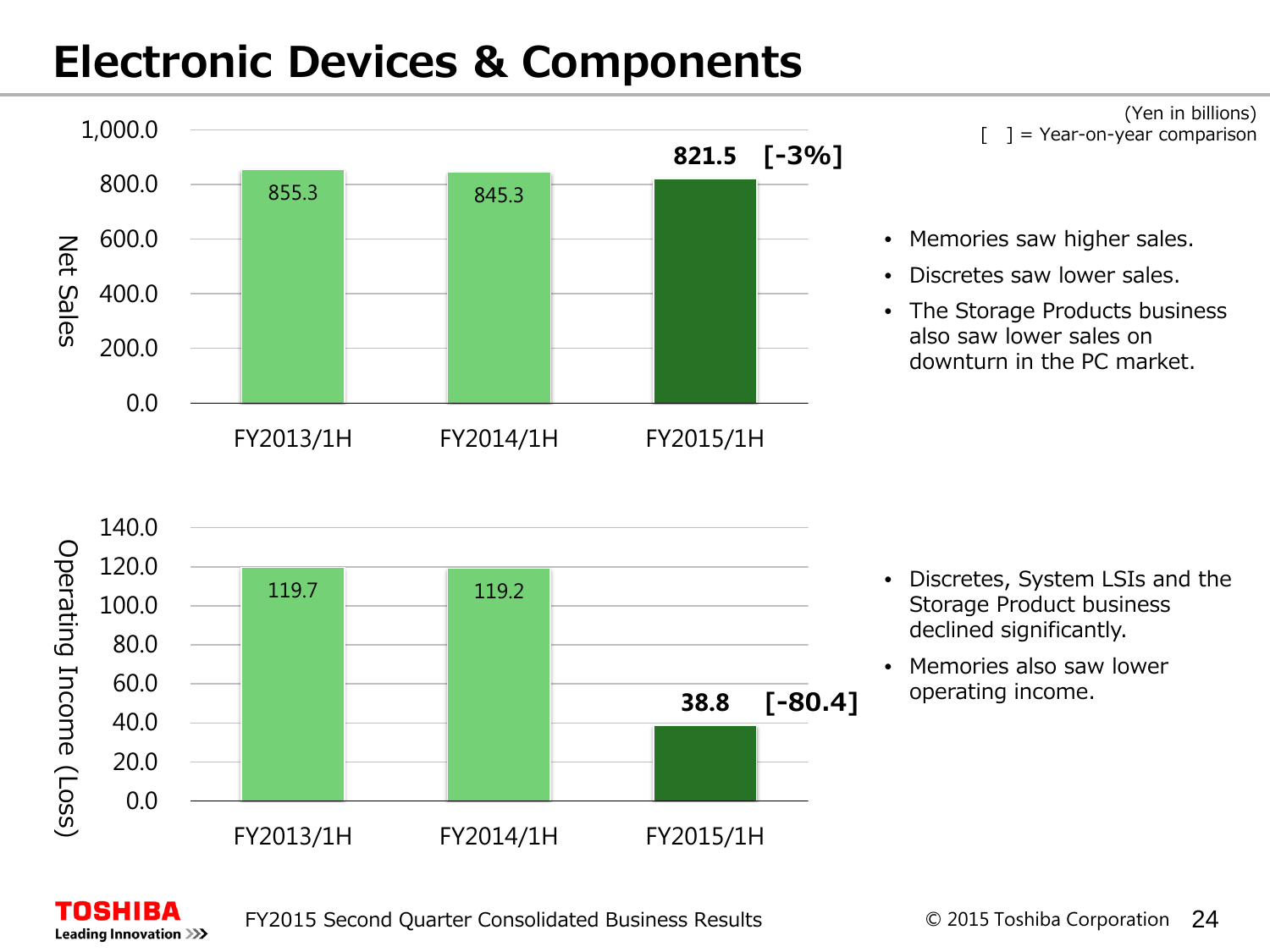# Electronic Devices & Components

(Yen in billions)
[ ] = Year-on-year comparison

**Net Sales**

| | FY2013/1H | FY2014/1H | FY2015/1H |
|---|---|---|---|
| Net Sales | 855.3 | 845.3 | **821.5 [-3%]** |

- Memories saw higher sales.
- Discretes saw lower sales.
- The Storage Products business also saw lower sales on downturn in the PC market.

**Operating Income (Loss)**

| | FY2013/1H | FY2014/1H | FY2015/1H |
|---|---|---|---|
| Operating Income (Loss) | 119.7 | 119.2 | **38.8 [-80.4]** |

- Discretes, System LSIs and the Storage Product business declined significantly.
- Memories also saw lower operating income.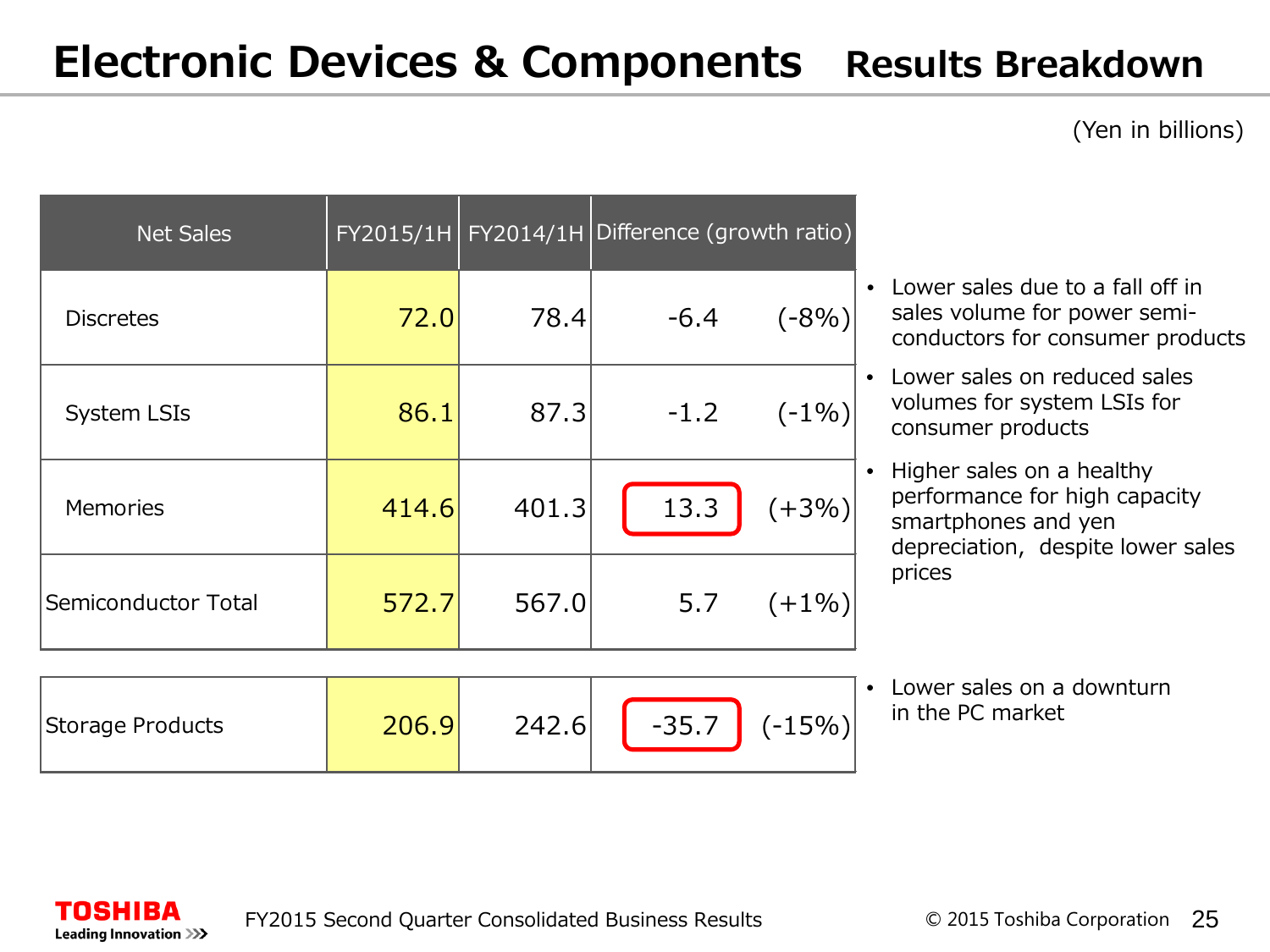# Electronic Devices & Components Results Breakdown

(Yen in billions)

| Net Sales | FY2015/1H | FY2014/1H | Difference (growth ratio) | | |
|---|---|---|---|---|---|
| Discretes | 72.0 | 78.4 | -6.4 | (-8%) | • Lower sales due to a fall off in sales volume for power semi-conductors for consumer products |
| System LSIs | 86.1 | 87.3 | -1.2 | (-1%) | • Lower sales on reduced sales volumes for system LSIs for consumer products |
| Memories | 414.6 | 401.3 | 13.3 | (+3%) | • Higher sales on a healthy performance for high capacity smartphones and yen depreciation, despite lower sales prices |
| Semiconductor Total | 572.7 | 567.0 | 5.7 | (+1%) | |
| Storage Products | 206.9 | 242.6 | -35.7 | (-15%) | • Lower sales on a downturn in the PC market |

FY2015 Second Quarter Consolidated Business Results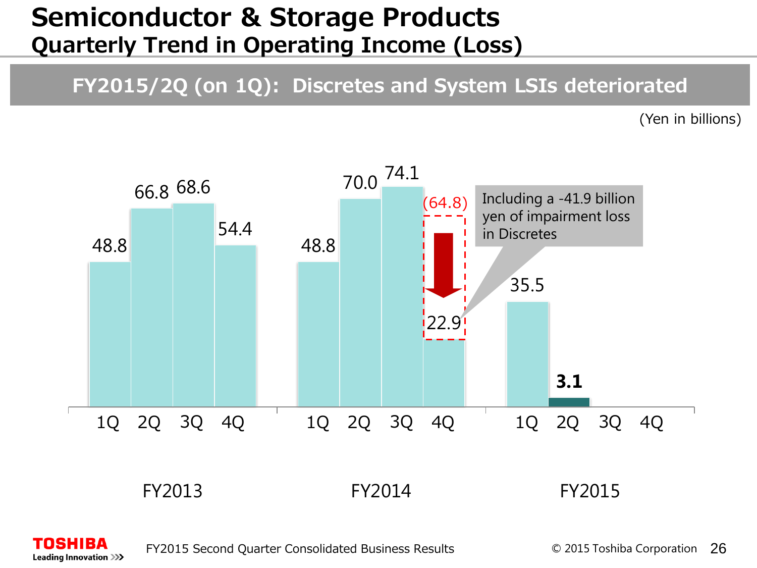# Semiconductor & Storage Products

## Quarterly Trend in Operating Income (Loss)

**FY2015/2Q (on 1Q): Discretes and System LSIs deteriorated**

(Yen in billions)

| | 1Q | 2Q | 3Q | 4Q |
|---|---|---|---|---|
| FY2013 | 48.8 | 66.8 | 68.6 | 54.4 |
| FY2014 | 48.8 | 70.0 | 74.1 | 22.9 (64.8) |
| FY2015 | 35.5 | **3.1** | | |

Including a -41.9 billion yen of impairment loss in Discretes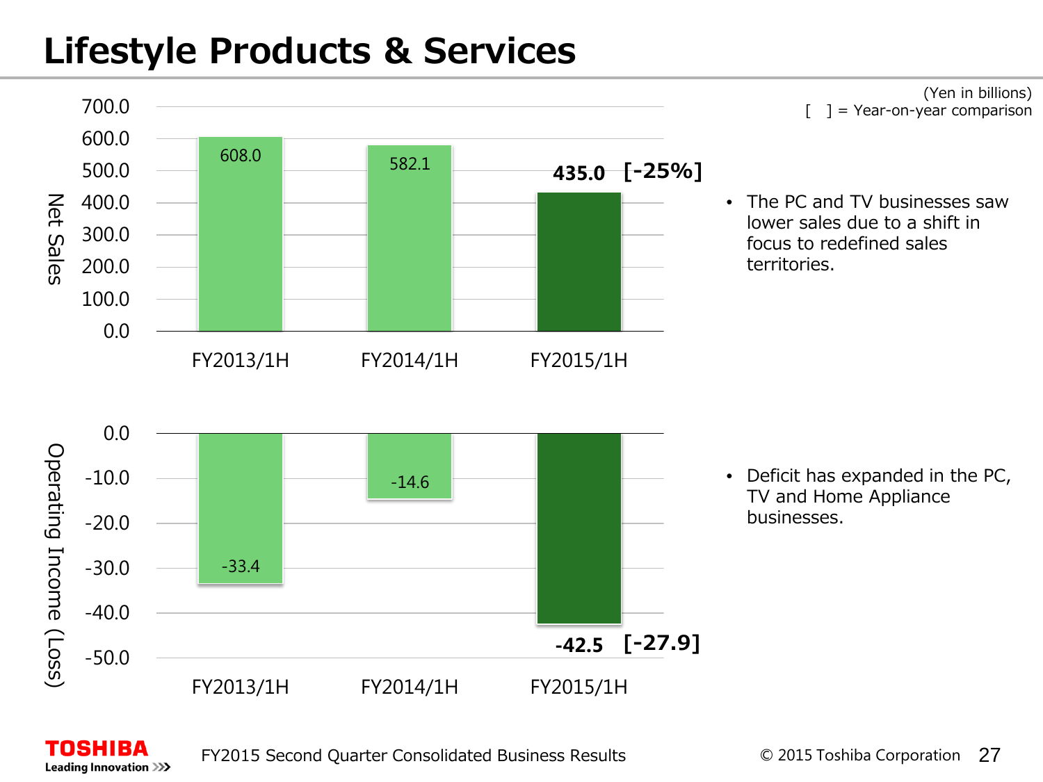# Lifestyle Products & Services

(Yen in billions)
[ ] = Year-on-year comparison

**Net Sales**

| | FY2013/1H | FY2014/1H | FY2015/1H |
|---|---|---|---|
| Net Sales | 608.0 | 582.1 | **435.0** **[-25%]** |

- The PC and TV businesses saw lower sales due to a shift in focus to redefined sales territories.

**Operating Income (Loss)**

| | FY2013/1H | FY2014/1H | FY2015/1H |
|---|---|---|---|
| Operating Income (Loss) | -33.4 | -14.6 | **-42.5** **[-27.9]** |

- Deficit has expanded in the PC, TV and Home Appliance businesses.

FY2015 Second Quarter Consolidated Business Results

© 2015 Toshiba Corporation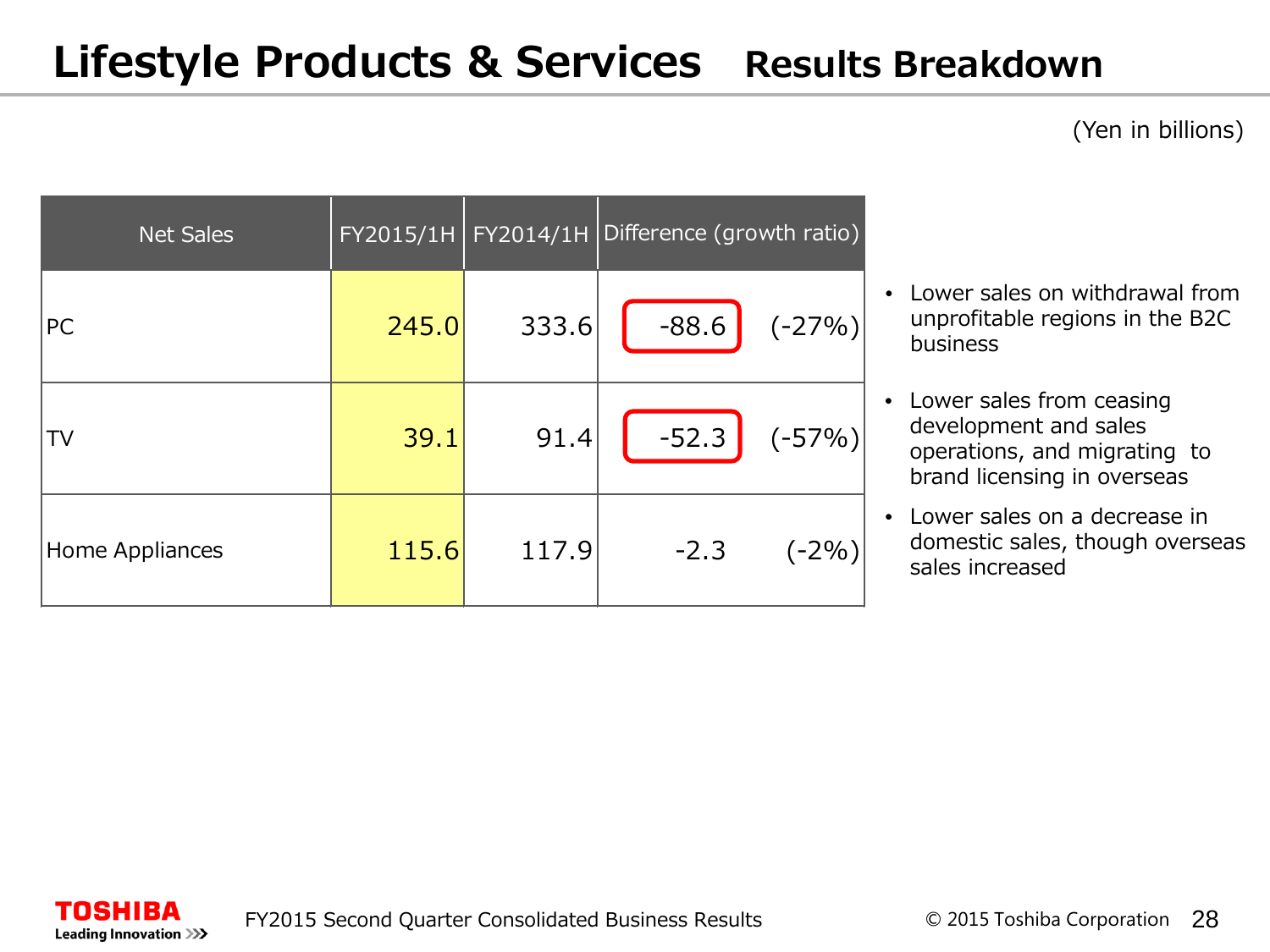# Lifestyle Products & Services　Results Breakdown

(Yen in billions)

| Net Sales | FY2015/1H | FY2014/1H | Difference (growth ratio) | |
|---|---|---|---|---|
| PC | 245.0 | 333.6 | -88.6 | (-27%) |
| TV | 39.1 | 91.4 | -52.3 | (-57%) |
| Home Appliances | 115.6 | 117.9 | -2.3 | (-2%) |

- Lower sales on withdrawal from unprofitable regions in the B2C business
- Lower sales from ceasing development and sales operations, and migrating to brand licensing in overseas
- Lower sales on a decrease in domestic sales, though overseas sales increased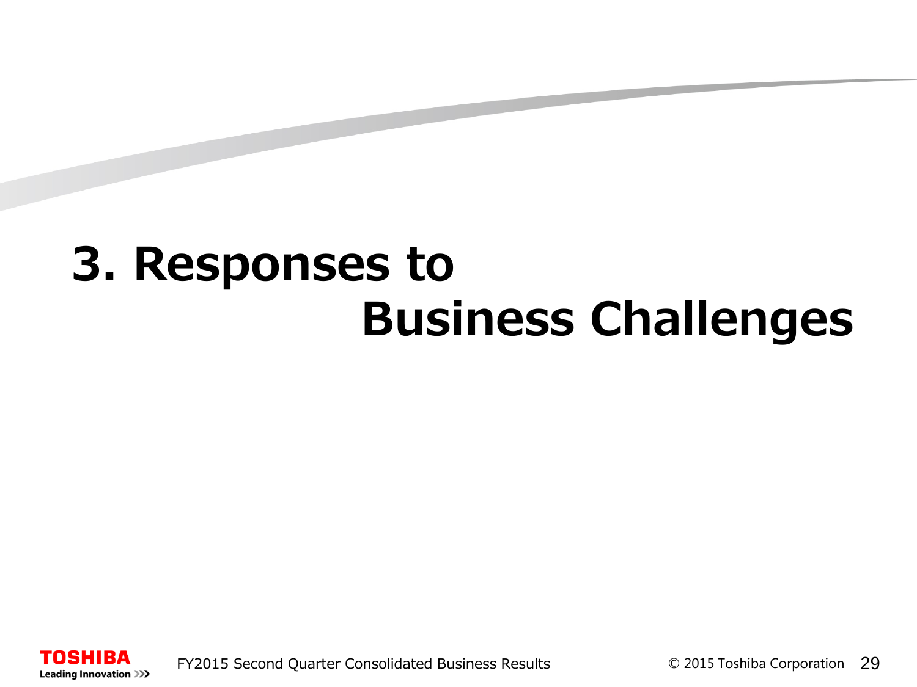# 3. Responses to Business Challenges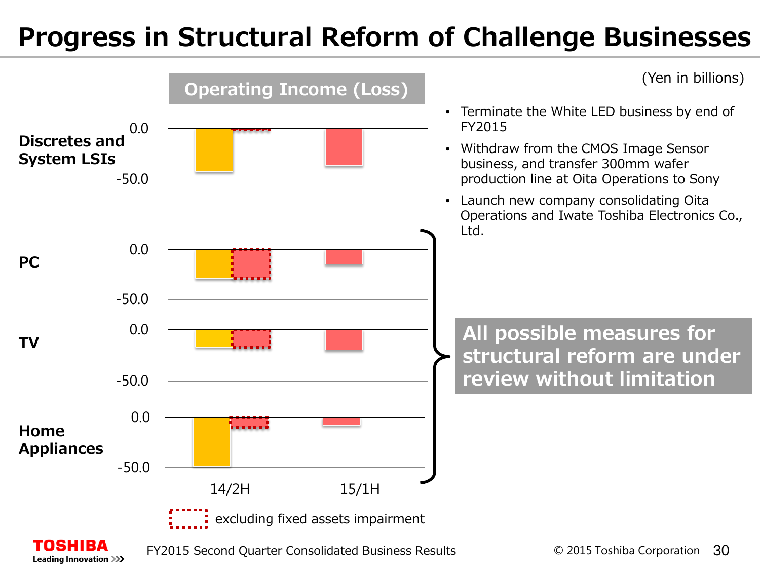# Progress in Structural Reform of Challenge Businesses

(Yen in billions)

**Operating Income (Loss)**

**Discretes and System LSIs**

0.0

-50.0

**PC**

0.0

-50.0

**TV**

0.0

-50.0

**Home Appliances**

0.0

-50.0

14/2H 15/1H

excluding fixed assets impairment

- Terminate the White LED business by end of FY2015
- Withdraw from the CMOS Image Sensor business, and transfer 300mm wafer production line at Oita Operations to Sony
- Launch new company consolidating Oita Operations and Iwate Toshiba Electronics Co., Ltd.

**All possible measures for structural reform are under review without limitation**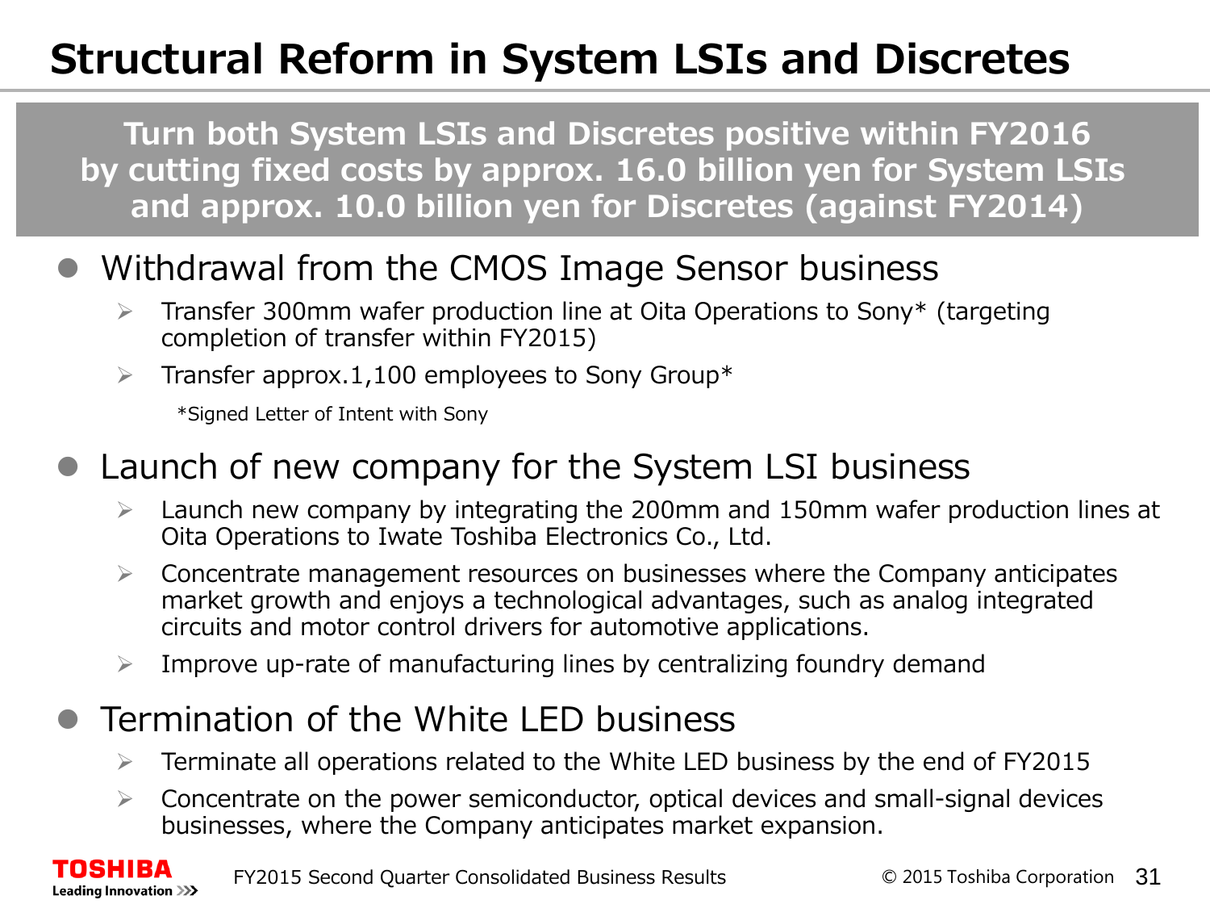# Structural Reform in System LSIs and Discretes

**Turn both System LSIs and Discretes positive within FY2016 by cutting fixed costs by approx. 16.0 billion yen for System LSIs and approx. 10.0 billion yen for Discretes (against FY2014)**

- Withdrawal from the CMOS Image Sensor business
  - Transfer 300mm wafer production line at Oita Operations to Sony* (targeting completion of transfer within FY2015)
  - Transfer approx.1,100 employees to Sony Group*

    *Signed Letter of Intent with Sony

- Launch of new company for the System LSI business
  - Launch new company by integrating the 200mm and 150mm wafer production lines at Oita Operations to Iwate Toshiba Electronics Co., Ltd.
  - Concentrate management resources on businesses where the Company anticipates market growth and enjoys a technological advantages, such as analog integrated circuits and motor control drivers for automotive applications.
  - Improve up-rate of manufacturing lines by centralizing foundry demand

- Termination of the White LED business
  - Terminate all operations related to the White LED business by the end of FY2015
  - Concentrate on the power semiconductor, optical devices and small-signal devices businesses, where the Company anticipates market expansion.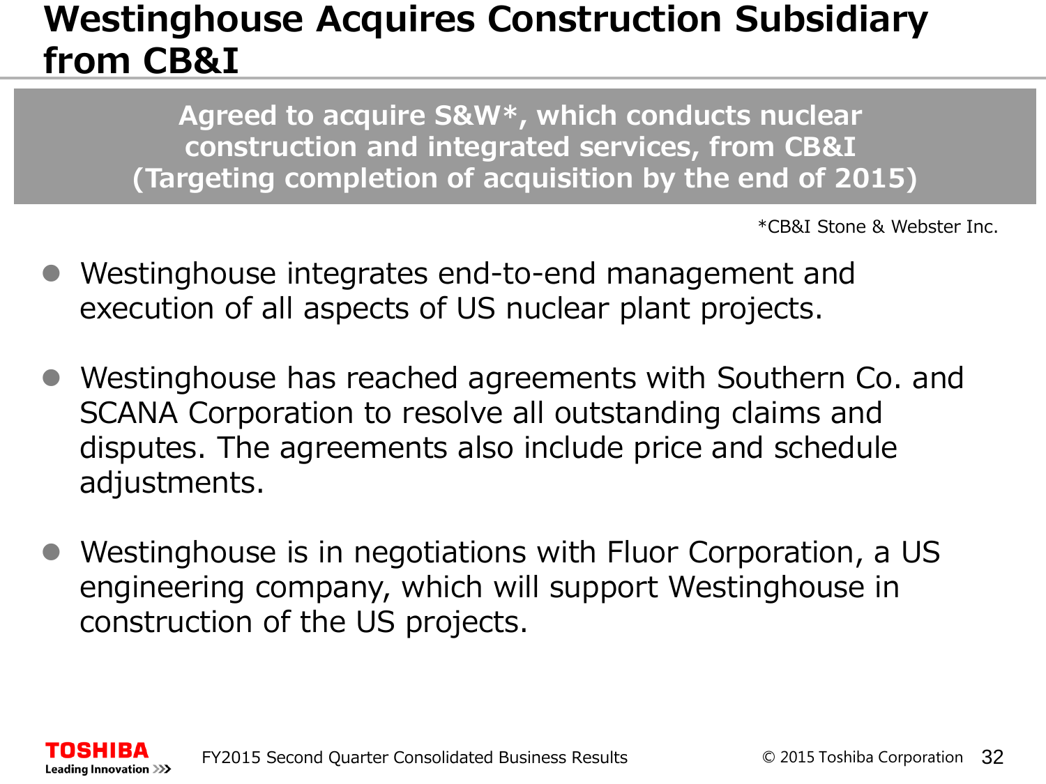# Westinghouse Acquires Construction Subsidiary from CB&I

**Agreed to acquire S&W*, which conducts nuclear construction and integrated services, from CB&I (Targeting completion of acquisition by the end of 2015)**

*CB&I Stone & Webster Inc.

- Westinghouse integrates end-to-end management and execution of all aspects of US nuclear plant projects.
- Westinghouse has reached agreements with Southern Co. and SCANA Corporation to resolve all outstanding claims and disputes. The agreements also include price and schedule adjustments.
- Westinghouse is in negotiations with Fluor Corporation, a US engineering company, which will support Westinghouse in construction of the US projects.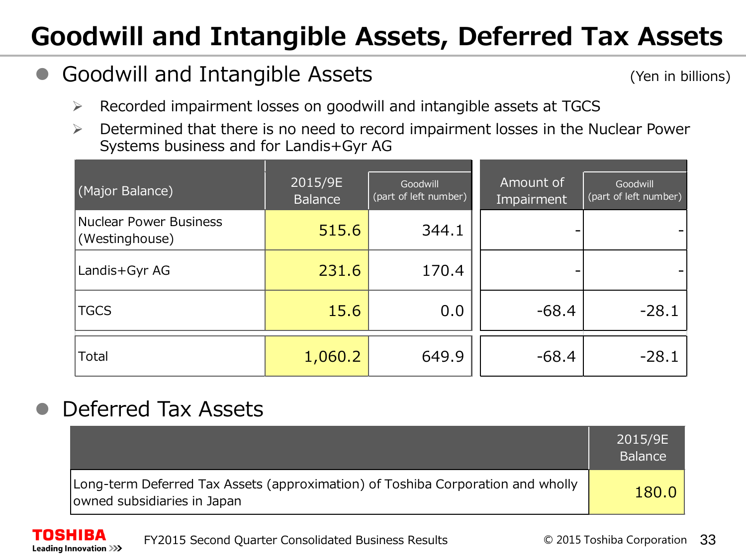# Goodwill and Intangible Assets, Deferred Tax Assets

## Goodwill and Intangible Assets

(Yen in billions)

- Recorded impairment losses on goodwill and intangible assets at TGCS
- Determined that there is no need to record impairment losses in the Nuclear Power Systems business and for Landis+Gyr AG

| (Major Balance) | 2015/9E Balance | Goodwill (part of left number) | Amount of Impairment | Goodwill (part of left number) |
|---|---|---|---|---|
| Nuclear Power Business (Westinghouse) | 515.6 | 344.1 | - | - |
| Landis+Gyr AG | 231.6 | 170.4 | - | - |
| TGCS | 15.6 | 0.0 | -68.4 | -28.1 |
| Total | 1,060.2 | 649.9 | -68.4 | -28.1 |

## Deferred Tax Assets

| | 2015/9E Balance |
|---|---|
| Long-term Deferred Tax Assets (approximation) of Toshiba Corporation and wholly owned subsidiaries in Japan | 180.0 |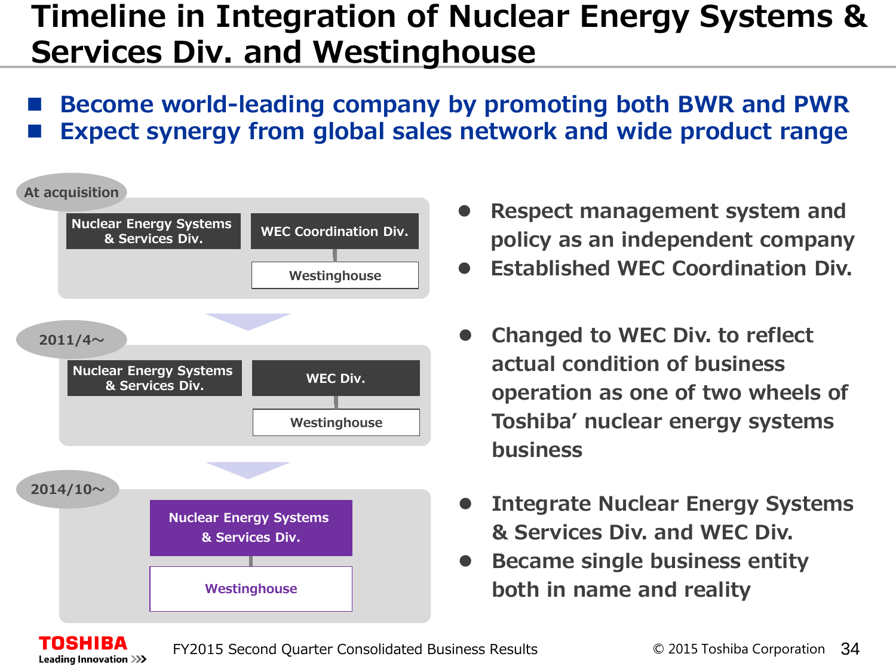# Timeline in Integration of Nuclear Energy Systems & Services Div. and Westinghouse

- **Become world-leading company by promoting both BWR and PWR**
- **Expect synergy from global sales network and wide product range**

**At acquisition**

Nuclear Energy Systems & Services Div. | WEC Coordination Div. → Westinghouse

- Respect management system and policy as an independent company
- Established WEC Coordination Div.

**2011/4～**

Nuclear Energy Systems & Services Div. | WEC Div. → Westinghouse

- Changed to WEC Div. to reflect actual condition of business operation as one of two wheels of Toshiba' nuclear energy systems business

**2014/10～**

Nuclear Energy Systems & Services Div. → Westinghouse

- Integrate Nuclear Energy Systems & Services Div. and WEC Div.
- Became single business entity both in name and reality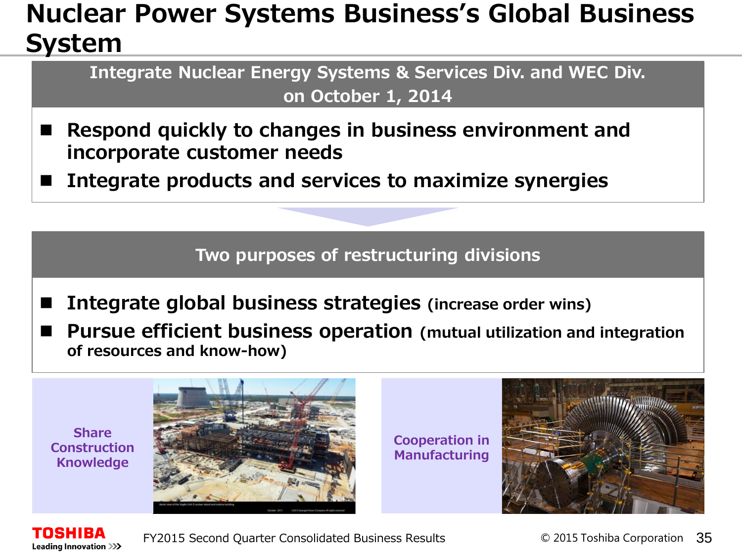# Nuclear Power Systems Business's Global Business System

**Integrate Nuclear Energy Systems & Services Div. and WEC Div. on October 1, 2014**

- **Respond quickly to changes in business environment and incorporate customer needs**
- **Integrate products and services to maximize synergies**

**Two purposes of restructuring divisions**

- **Integrate global business strategies** (increase order wins)
- **Pursue efficient business operation** (mutual utilization and integration of resources and know-how)

**Share Construction Knowledge**

**Cooperation in Manufacturing**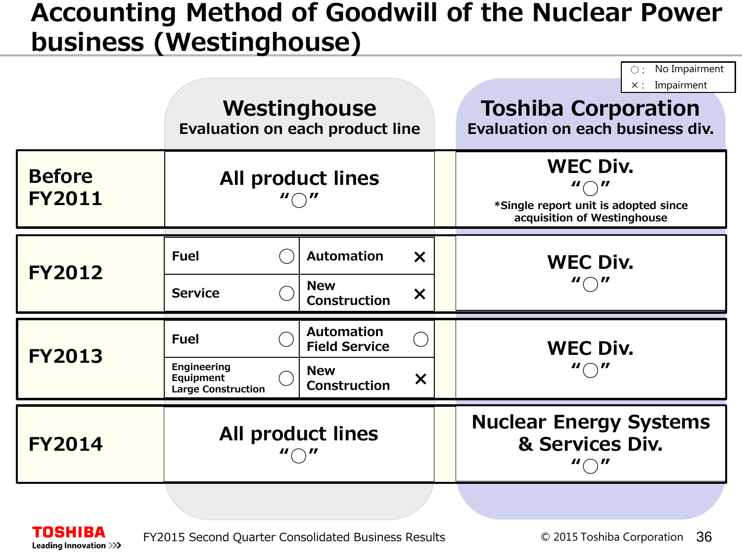# Accounting Method of Goodwill of the Nuclear Power business (Westinghouse)

○ : No Impairment
× : Impairment

| | Westinghouse<br>Evaluation on each product line | Toshiba Corporation<br>Evaluation on each business div. |
|---|---|---|
| Before FY2011 | All product lines "○" | WEC Div. "○"<br>*Single report unit is adopted since acquisition of Westinghouse |
| FY2012 | Fuel ○<br>Service ○<br>Automation ×<br>New Construction × | WEC Div. "○" |
| FY2013 | Fuel ○<br>Engineering Equipment Large Construction ○<br>Automation Field Service ○<br>New Construction × | WEC Div. "○" |
| FY2014 | All product lines "○" | Nuclear Energy Systems & Services Div. "○" |

FY2015 Second Quarter Consolidated Business Results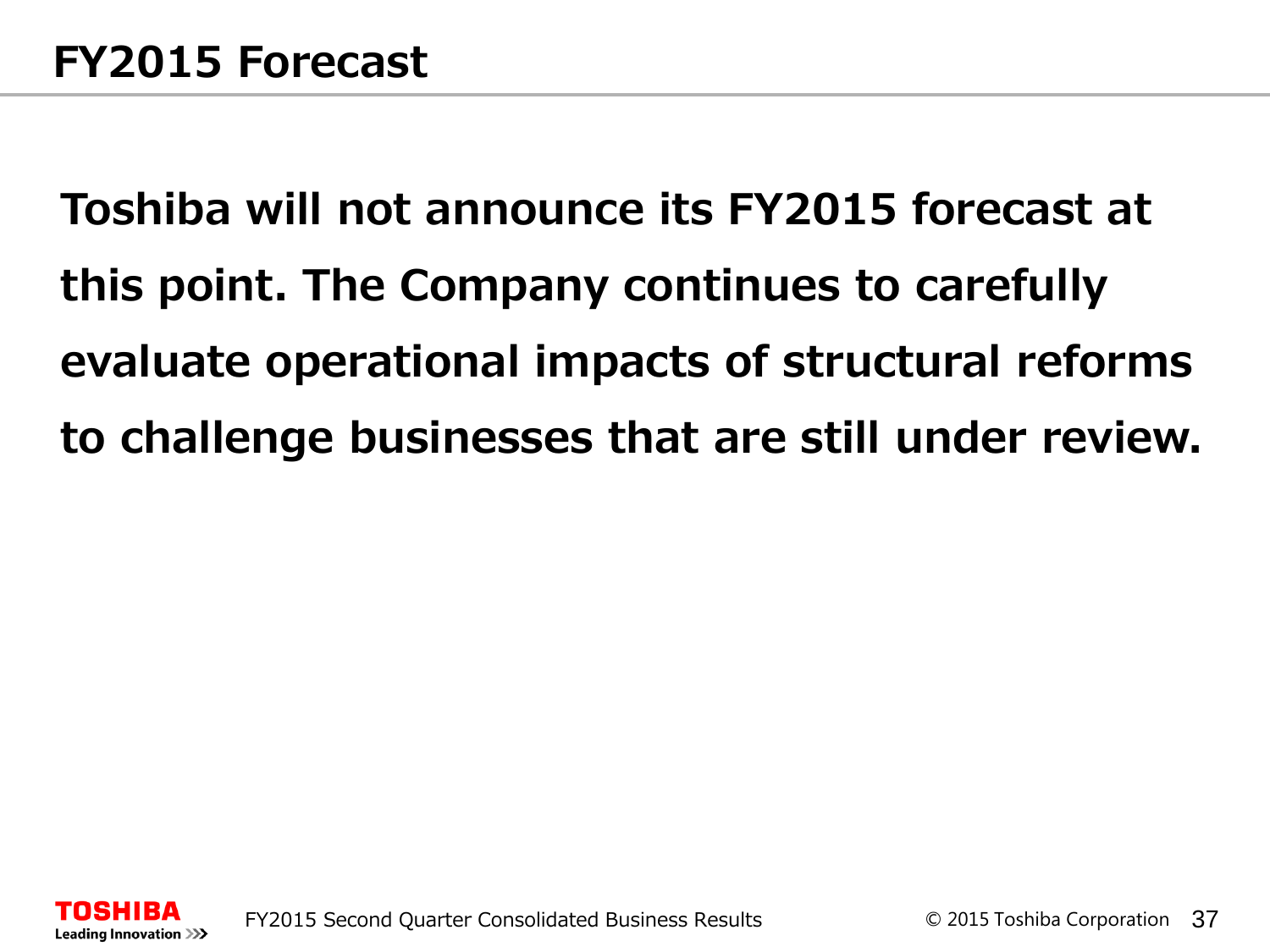# FY2015 Forecast

**Toshiba will not announce its FY2015 forecast at this point. The Company continues to carefully evaluate operational impacts of structural reforms to challenge businesses that are still under review.**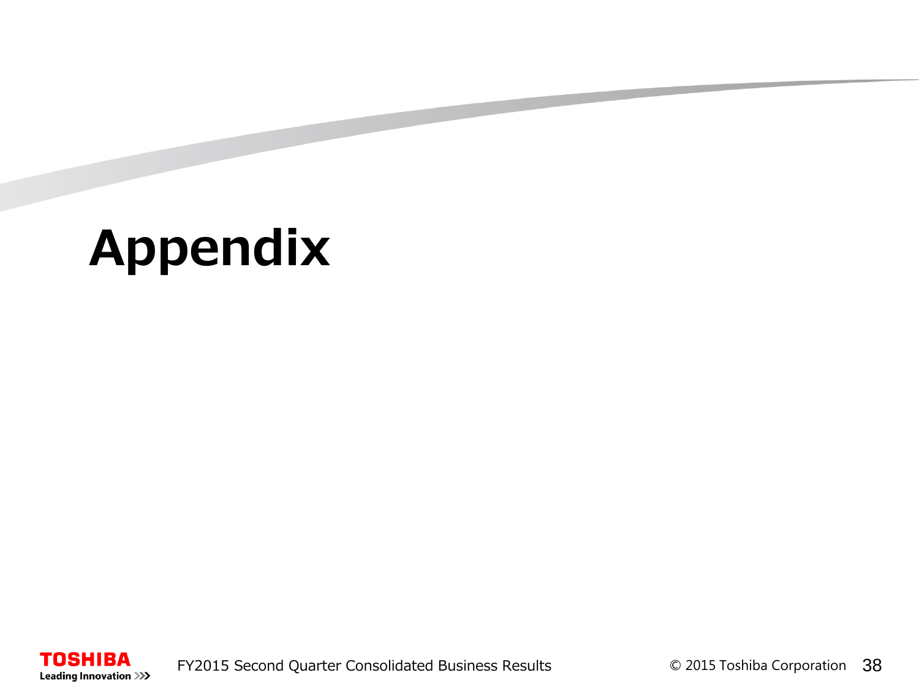# Appendix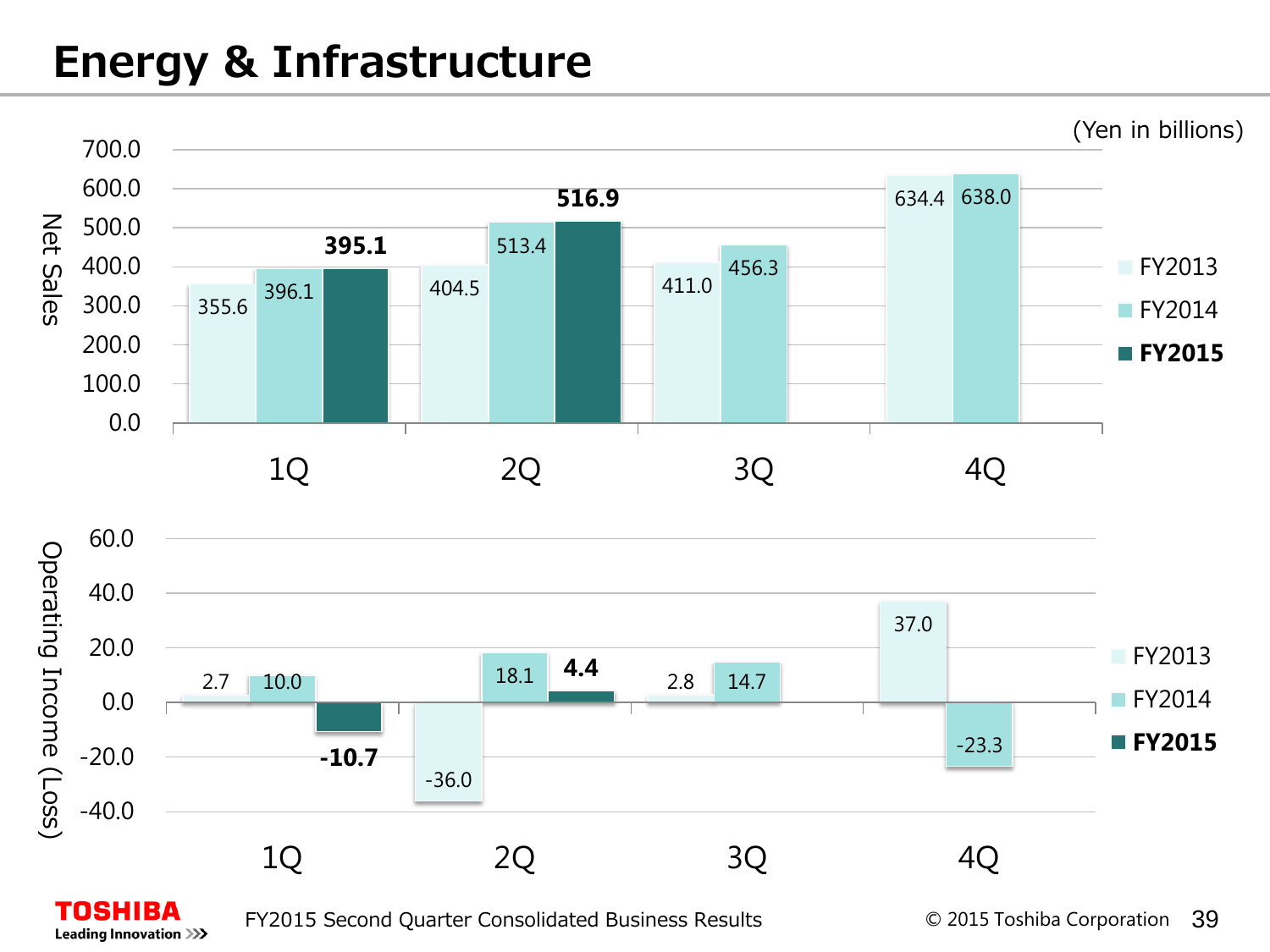# Energy & Infrastructure

(Yen in billions)

**Net Sales**

| | 1Q | 2Q | 3Q | 4Q |
|---|---|---|---|---|
| FY2013 | 355.6 | 404.5 | 411.0 | 634.4 |
| FY2014 | 396.1 | 513.4 | 456.3 | 638.0 |
| **FY2015** | **395.1** | **516.9** | | |

**Operating Income (Loss)**

| | 1Q | 2Q | 3Q | 4Q |
|---|---|---|---|---|
| FY2013 | 2.7 | -36.0 | 2.8 | 37.0 |
| FY2014 | 10.0 | 18.1 | 14.7 | -23.3 |
| **FY2015** | **-10.7** | **4.4** | | |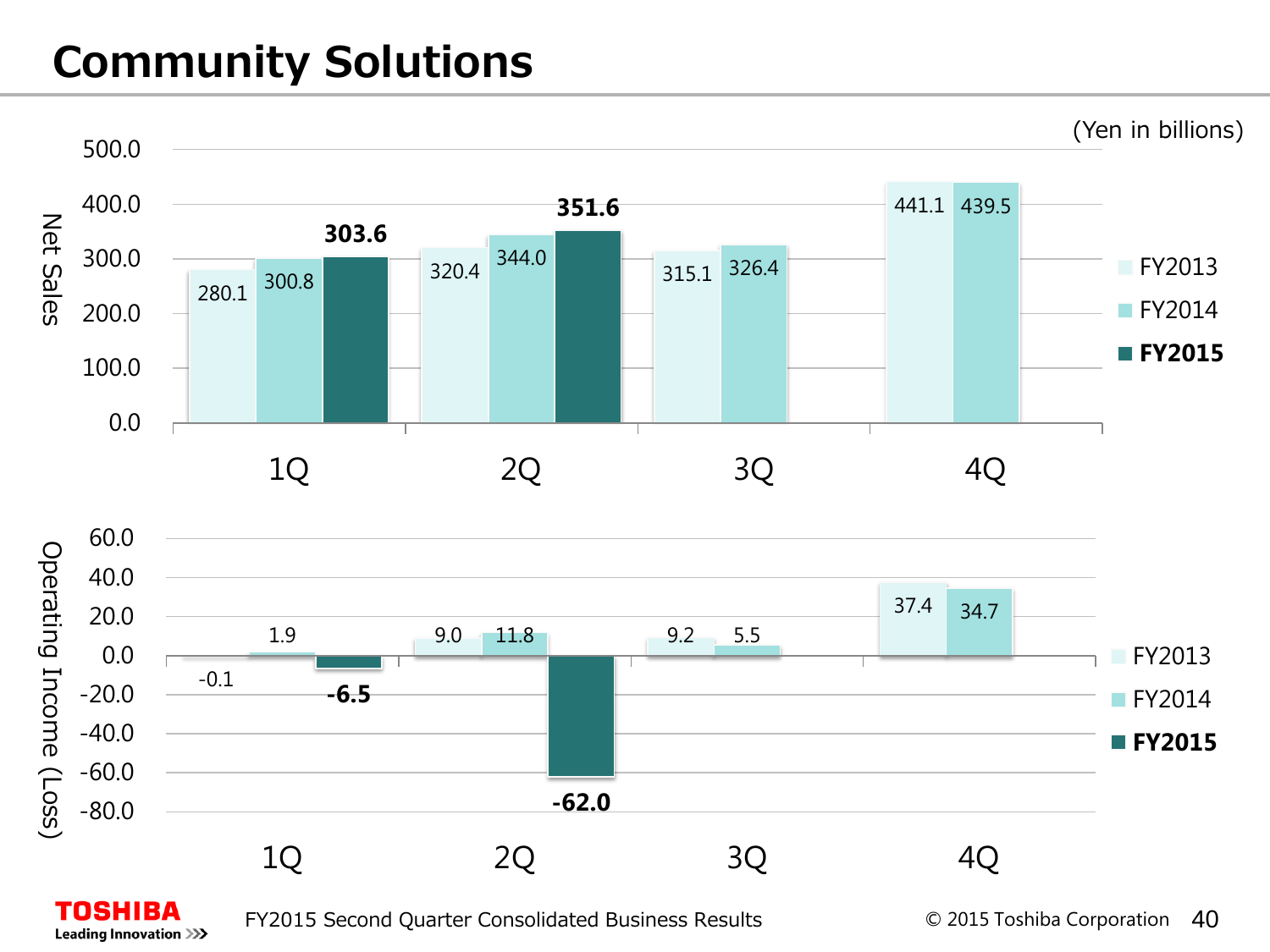# Community Solutions

(Yen in billions)

**Net Sales**

| | 1Q | 2Q | 3Q | 4Q |
|---|---|---|---|---|
| FY2013 | 280.1 | 320.4 | 315.1 | 441.1 |
| FY2014 | 300.8 | 344.0 | 326.4 | 439.5 |
| **FY2015** | **303.6** | **351.6** | | |

**Operating Income (Loss)**

| | 1Q | 2Q | 3Q | 4Q |
|---|---|---|---|---|
| FY2013 | -0.1 | 9.0 | 9.2 | 37.4 |
| FY2014 | 1.9 | 11.8 | 5.5 | 34.7 |
| **FY2015** | **-6.5** | **-62.0** | | |

FY2015 Second Quarter Consolidated Business Results

© 2015 Toshiba Corporation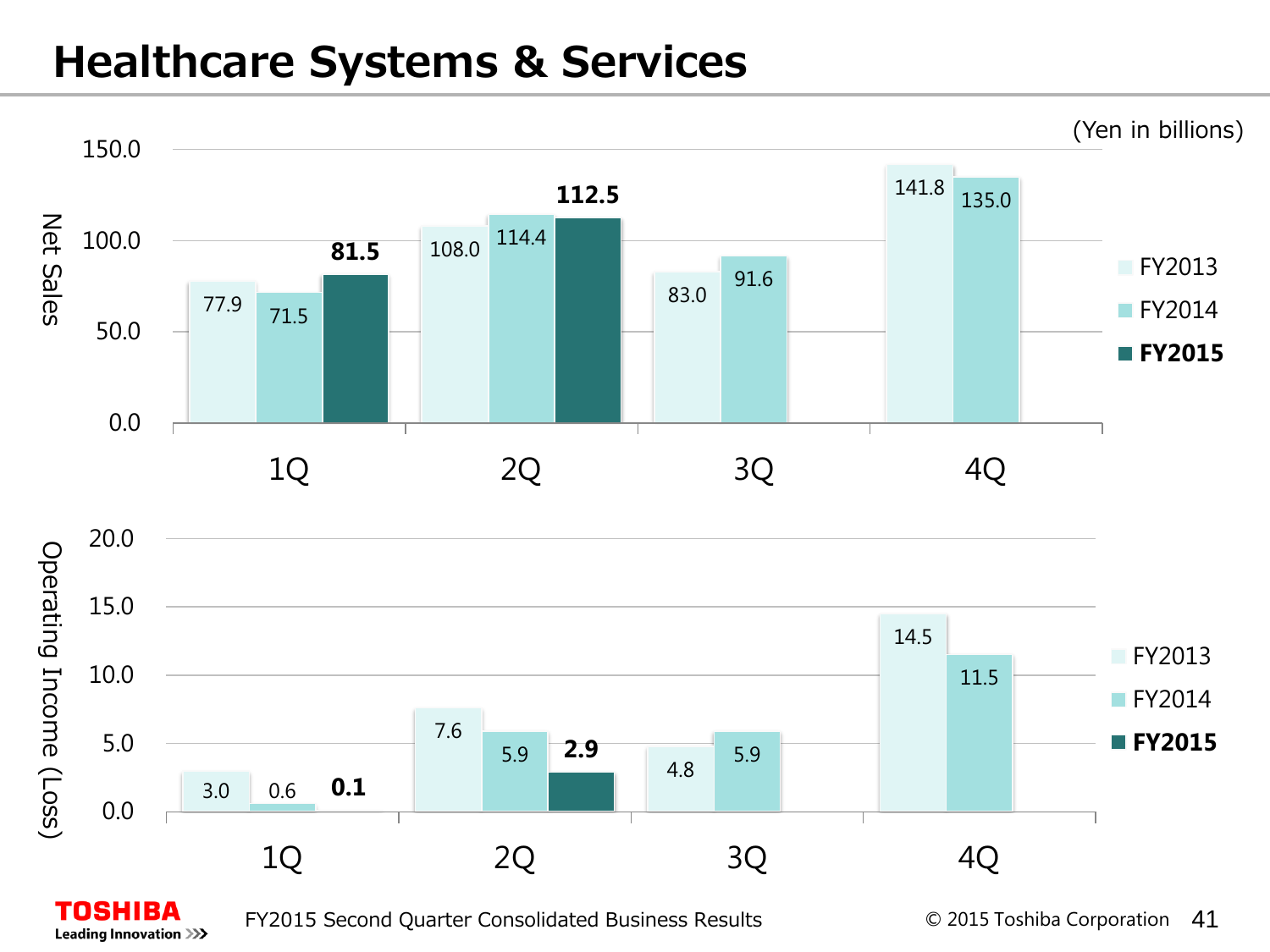# Healthcare Systems & Services

(Yen in billions)

**Net Sales**

| | FY2013 | FY2014 | **FY2015** |
|---|---|---|---|
| 1Q | 77.9 | 71.5 | **81.5** |
| 2Q | 108.0 | 114.4 | **112.5** |
| 3Q | 83.0 | 91.6 | |
| 4Q | 141.8 | 135.0 | |

**Operating Income (Loss)**

| | FY2013 | FY2014 | **FY2015** |
|---|---|---|---|
| 1Q | 3.0 | 0.6 | **0.1** |
| 2Q | 7.6 | 5.9 | **2.9** |
| 3Q | 4.8 | 5.9 | |
| 4Q | 14.5 | 11.5 | |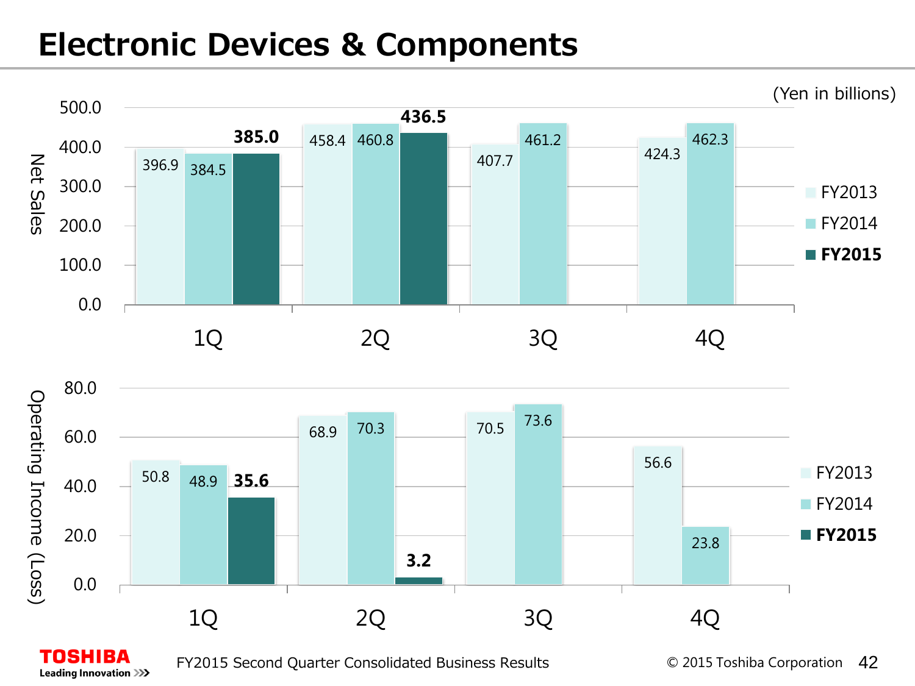# Electronic Devices & Components

(Yen in billions)

**Net Sales**

| | FY2013 | FY2014 | FY2015 |
|---|---|---|---|
| 1Q | 396.9 | 384.5 | **385.0** |
| 2Q | 458.4 | 460.8 | **436.5** |
| 3Q | 407.7 | 461.2 | |
| 4Q | 424.3 | 462.3 | |

**Operating Income (Loss)**

| | FY2013 | FY2014 | FY2015 |
|---|---|---|---|
| 1Q | 50.8 | 48.9 | **35.6** |
| 2Q | 68.9 | 70.3 | **3.2** |
| 3Q | 70.5 | 73.6 | |
| 4Q | 56.6 | 23.8 | |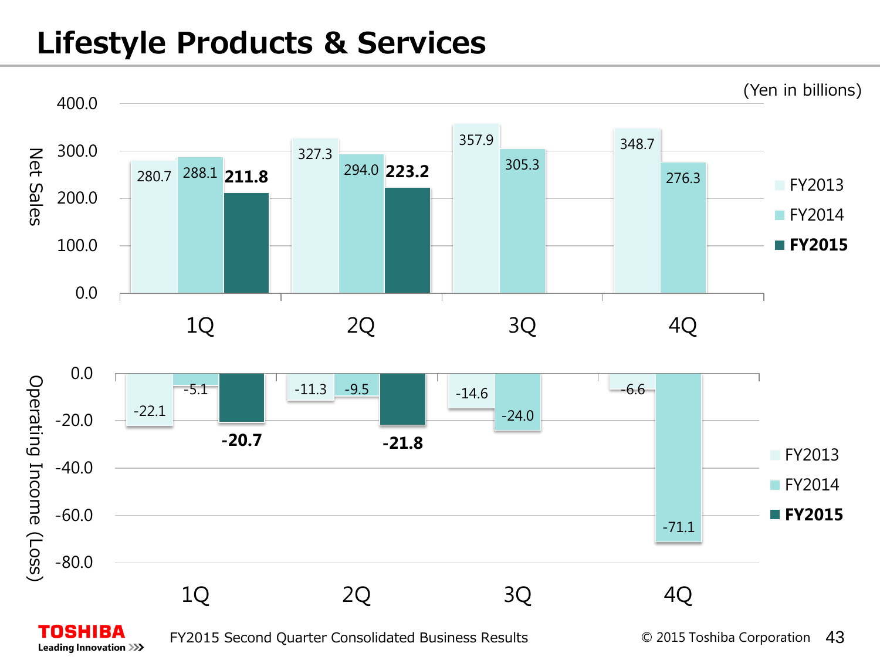# Lifestyle Products & Services

(Yen in billions)

**Net Sales**

| | FY2013 | FY2014 | **FY2015** |
|---|---|---|---|
| 1Q | 280.7 | 288.1 | **211.8** |
| 2Q | 327.3 | 294.0 | **223.2** |
| 3Q | 357.9 | 305.3 | |
| 4Q | 348.7 | 276.3 | |

**Operating Income (Loss)**

| | FY2013 | FY2014 | **FY2015** |
|---|---|---|---|
| 1Q | -22.1 | -5.1 | **-20.7** |
| 2Q | -11.3 | -9.5 | **-21.8** |
| 3Q | -14.6 | -24.0 | |
| 4Q | -6.6 | -71.1 | |

FY2015 Second Quarter Consolidated Business Results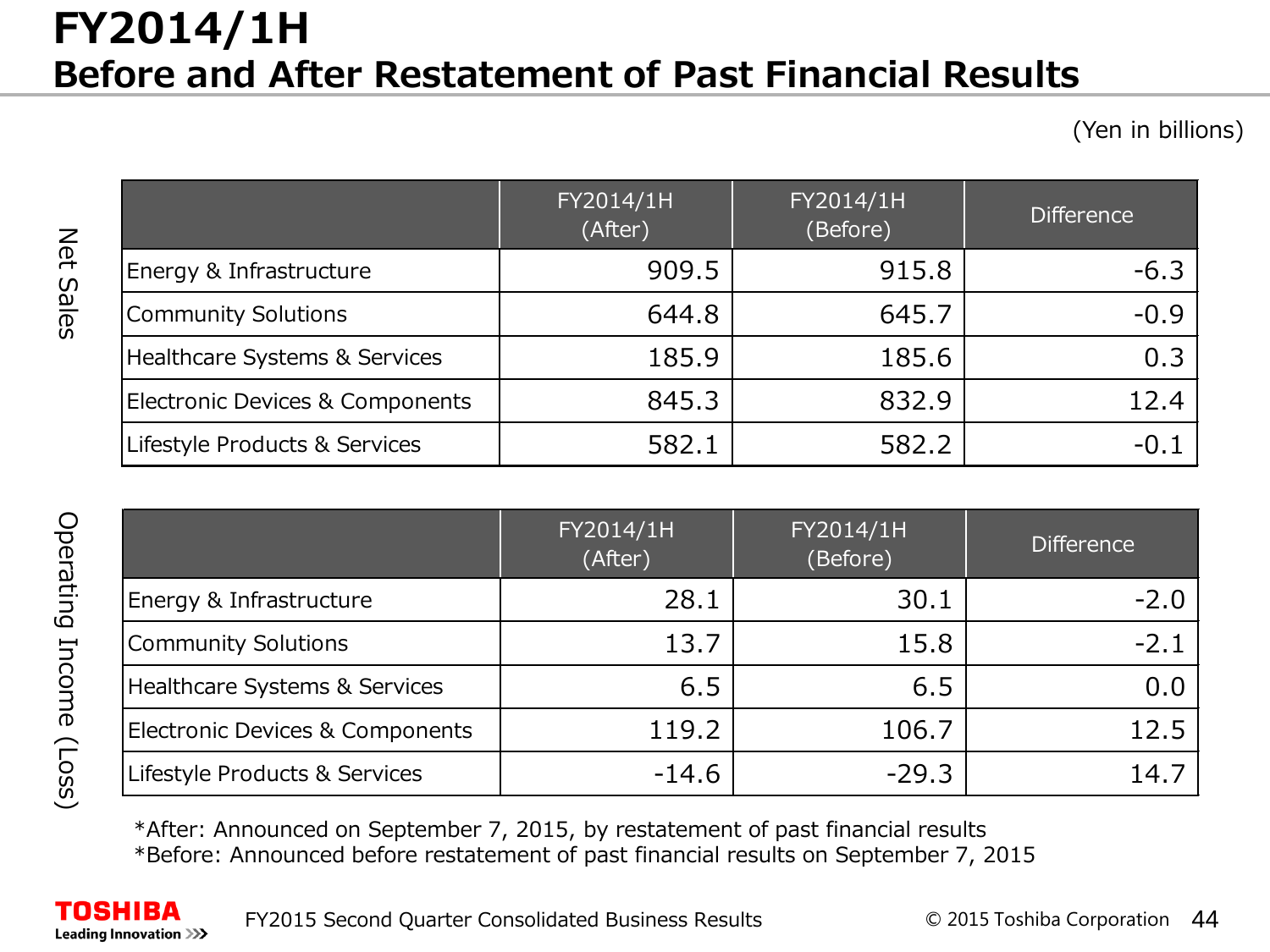# FY2014/1H
## Before and After Restatement of Past Financial Results

(Yen in billions)

**Net Sales**

| | FY2014/1H (After) | FY2014/1H (Before) | Difference |
|---|---|---|---|
| Energy & Infrastructure | 909.5 | 915.8 | -6.3 |
| Community Solutions | 644.8 | 645.7 | -0.9 |
| Healthcare Systems & Services | 185.9 | 185.6 | 0.3 |
| Electronic Devices & Components | 845.3 | 832.9 | 12.4 |
| Lifestyle Products & Services | 582.1 | 582.2 | -0.1 |

**Operating Income (Loss)**

| | FY2014/1H (After) | FY2014/1H (Before) | Difference |
|---|---|---|---|
| Energy & Infrastructure | 28.1 | 30.1 | -2.0 |
| Community Solutions | 13.7 | 15.8 | -2.1 |
| Healthcare Systems & Services | 6.5 | 6.5 | 0.0 |
| Electronic Devices & Components | 119.2 | 106.7 | 12.5 |
| Lifestyle Products & Services | -14.6 | -29.3 | 14.7 |

*After: Announced on September 7, 2015, by restatement of past financial results
*Before: Announced before restatement of past financial results on September 7, 2015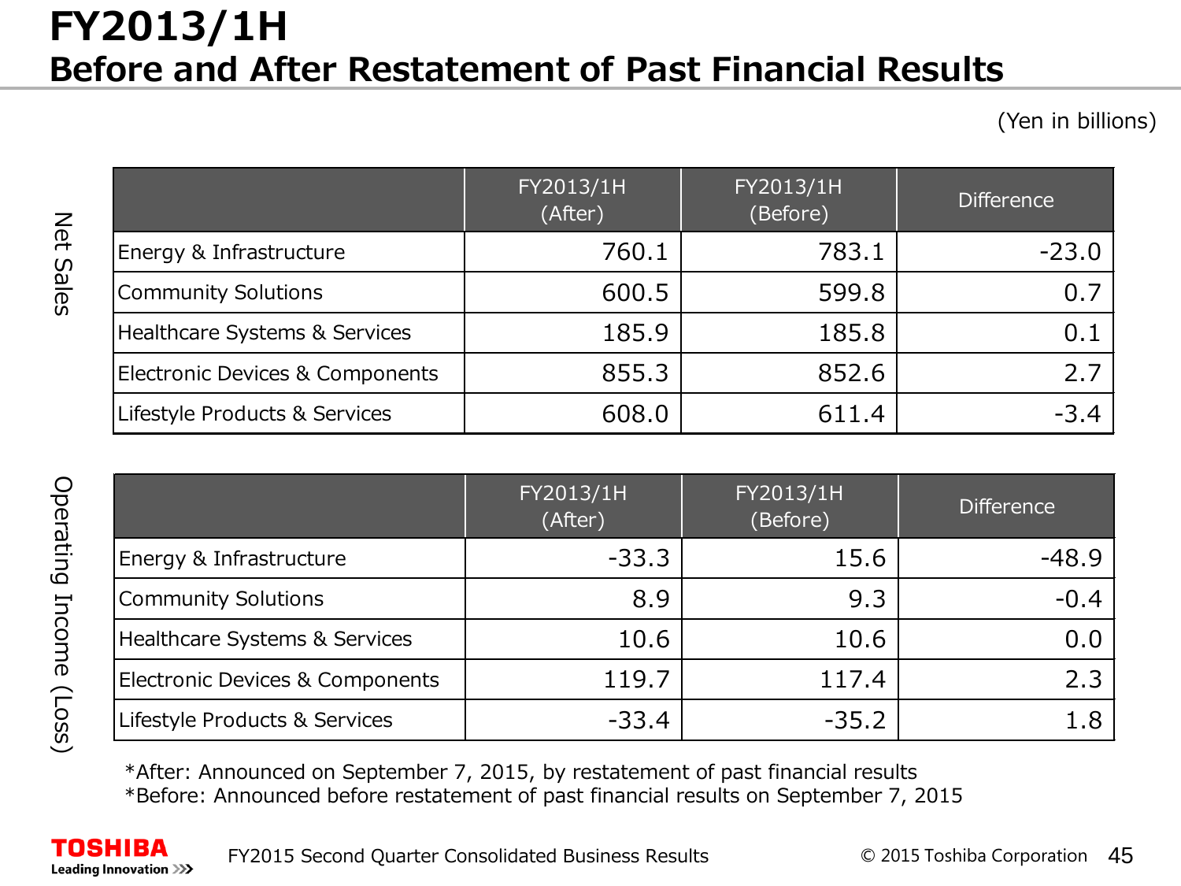# FY2013/1H
## Before and After Restatement of Past Financial Results

(Yen in billions)

**Net Sales**

| | FY2013/1H (After) | FY2013/1H (Before) | Difference |
|---|---|---|---|
| Energy & Infrastructure | 760.1 | 783.1 | -23.0 |
| Community Solutions | 600.5 | 599.8 | 0.7 |
| Healthcare Systems & Services | 185.9 | 185.8 | 0.1 |
| Electronic Devices & Components | 855.3 | 852.6 | 2.7 |
| Lifestyle Products & Services | 608.0 | 611.4 | -3.4 |

**Operating Income (Loss)**

| | FY2013/1H (After) | FY2013/1H (Before) | Difference |
|---|---|---|---|
| Energy & Infrastructure | -33.3 | 15.6 | -48.9 |
| Community Solutions | 8.9 | 9.3 | -0.4 |
| Healthcare Systems & Services | 10.6 | 10.6 | 0.0 |
| Electronic Devices & Components | 119.7 | 117.4 | 2.3 |
| Lifestyle Products & Services | -33.4 | -35.2 | 1.8 |

*After: Announced on September 7, 2015, by restatement of past financial results
*Before: Announced before restatement of past financial results on September 7, 2015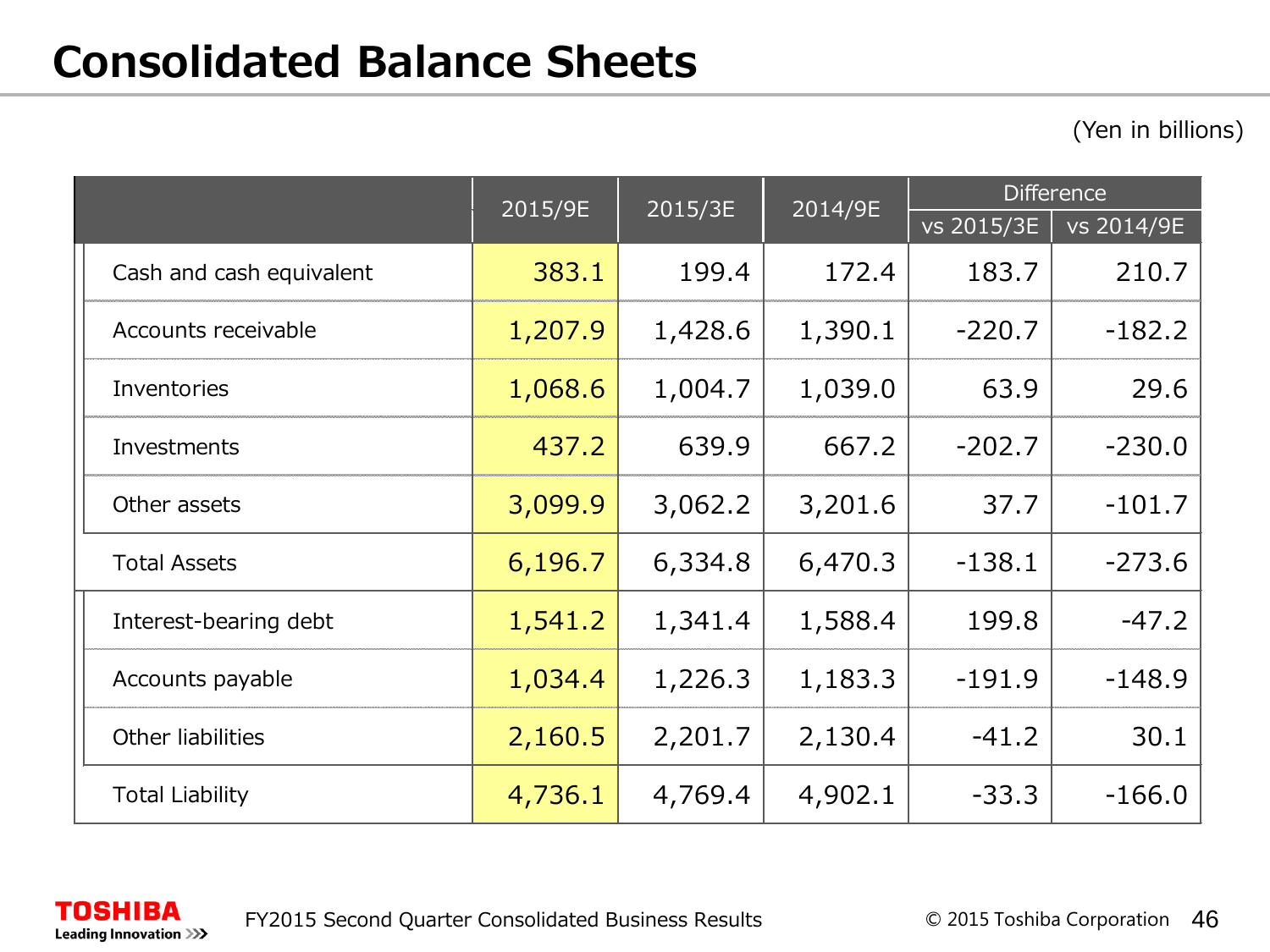# Consolidated Balance Sheets

(Yen in billions)

| | 2015/9E | 2015/3E | 2014/9E | Difference | |
|---|---|---|---|---|---|
| | | | | vs 2015/3E | vs 2014/9E |
| Cash and cash equivalent | 383.1 | 199.4 | 172.4 | 183.7 | 210.7 |
| Accounts receivable | 1,207.9 | 1,428.6 | 1,390.1 | -220.7 | -182.2 |
| Inventories | 1,068.6 | 1,004.7 | 1,039.0 | 63.9 | 29.6 |
| Investments | 437.2 | 639.9 | 667.2 | -202.7 | -230.0 |
| Other assets | 3,099.9 | 3,062.2 | 3,201.6 | 37.7 | -101.7 |
| Total Assets | 6,196.7 | 6,334.8 | 6,470.3 | -138.1 | -273.6 |
| Interest-bearing debt | 1,541.2 | 1,341.4 | 1,588.4 | 199.8 | -47.2 |
| Accounts payable | 1,034.4 | 1,226.3 | 1,183.3 | -191.9 | -148.9 |
| Other liabilities | 2,160.5 | 2,201.7 | 2,130.4 | -41.2 | 30.1 |
| Total Liability | 4,736.1 | 4,769.4 | 4,902.1 | -33.3 | -166.0 |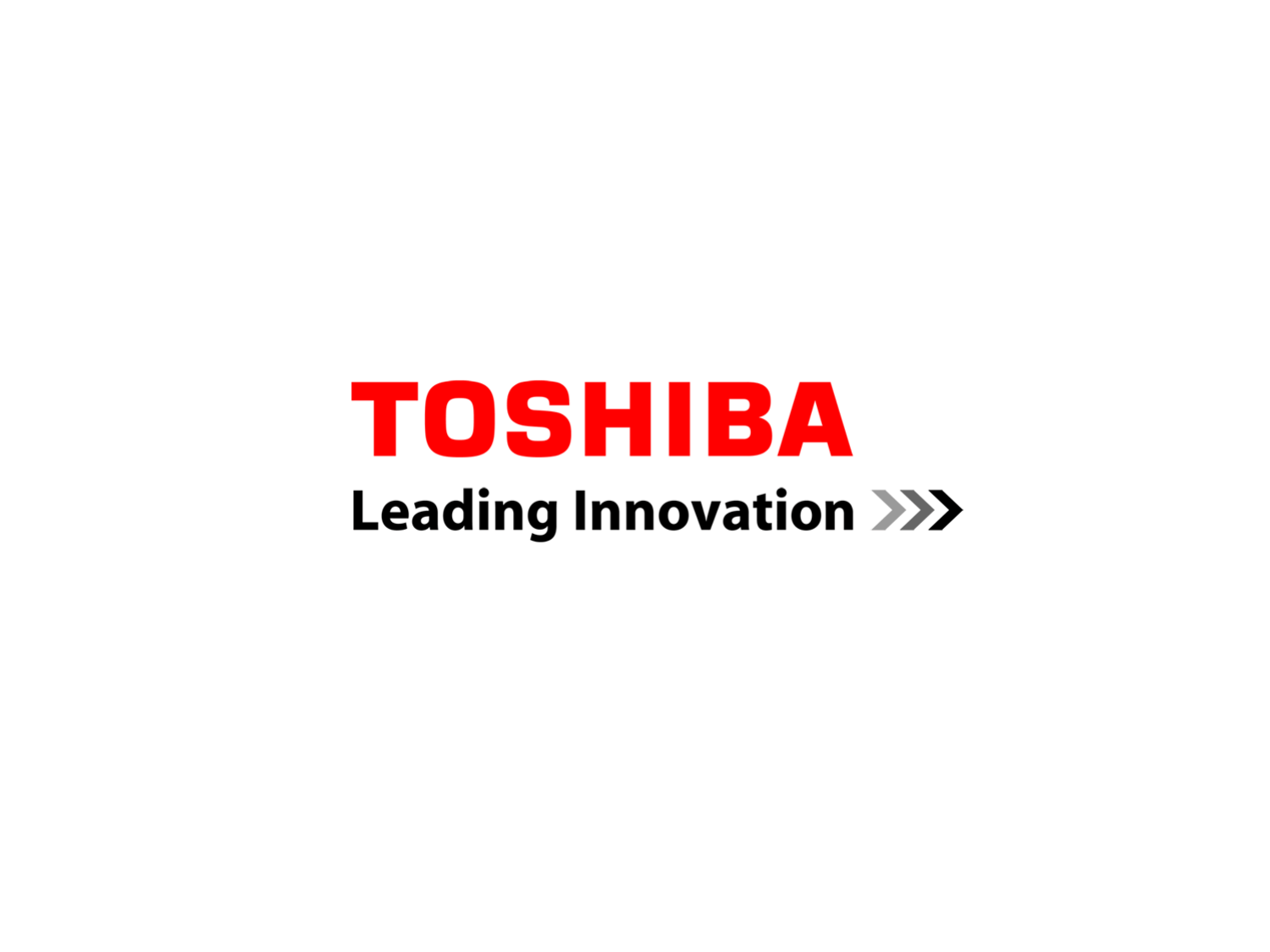TOSHIBA

Leading Innovation >>>